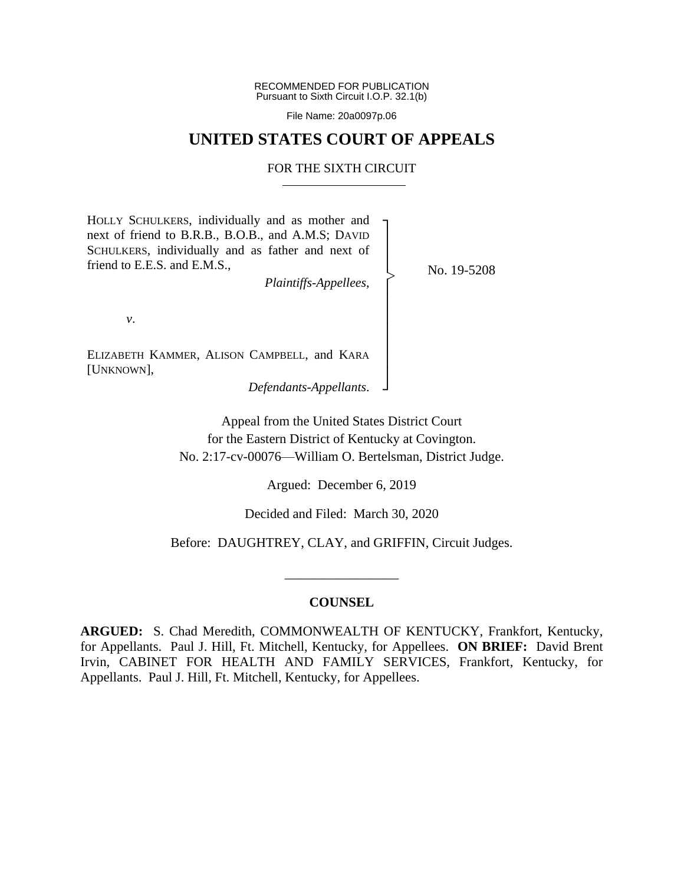RECOMMENDED FOR PUBLICATION
Pursuant to Sixth Circuit I.O.P. 32.1(b)

File Name: 20a0097p.06

# UNITED STATES COURT OF APPEALS

## FOR THE SIXTH CIRCUIT

HOLLY SCHULKERS, individually and as mother and next of friend to B.R.B., B.O.B., and A.M.S; DAVID SCHULKERS, individually and as father and next of friend to E.E.S. and E.M.S.,

*Plaintiffs-Appellees*,

*v*.

ELIZABETH KAMMER, ALISON CAMPBELL, and KARA [UNKNOWN],

*Defendants-Appellants*.

No. 19-5208

Appeal from the United States District Court
for the Eastern District of Kentucky at Covington.
No. 2:17-cv-00076—William O. Bertelsman, District Judge.

Argued: December 6, 2019

Decided and Filed: March 30, 2020

Before: DAUGHTREY, CLAY, and GRIFFIN, Circuit Judges.

## COUNSEL

**ARGUED:** S. Chad Meredith, COMMONWEALTH OF KENTUCKY, Frankfort, Kentucky, for Appellants. Paul J. Hill, Ft. Mitchell, Kentucky, for Appellees. **ON BRIEF:** David Brent Irvin, CABINET FOR HEALTH AND FAMILY SERVICES, Frankfort, Kentucky, for Appellants. Paul J. Hill, Ft. Mitchell, Kentucky, for Appellees.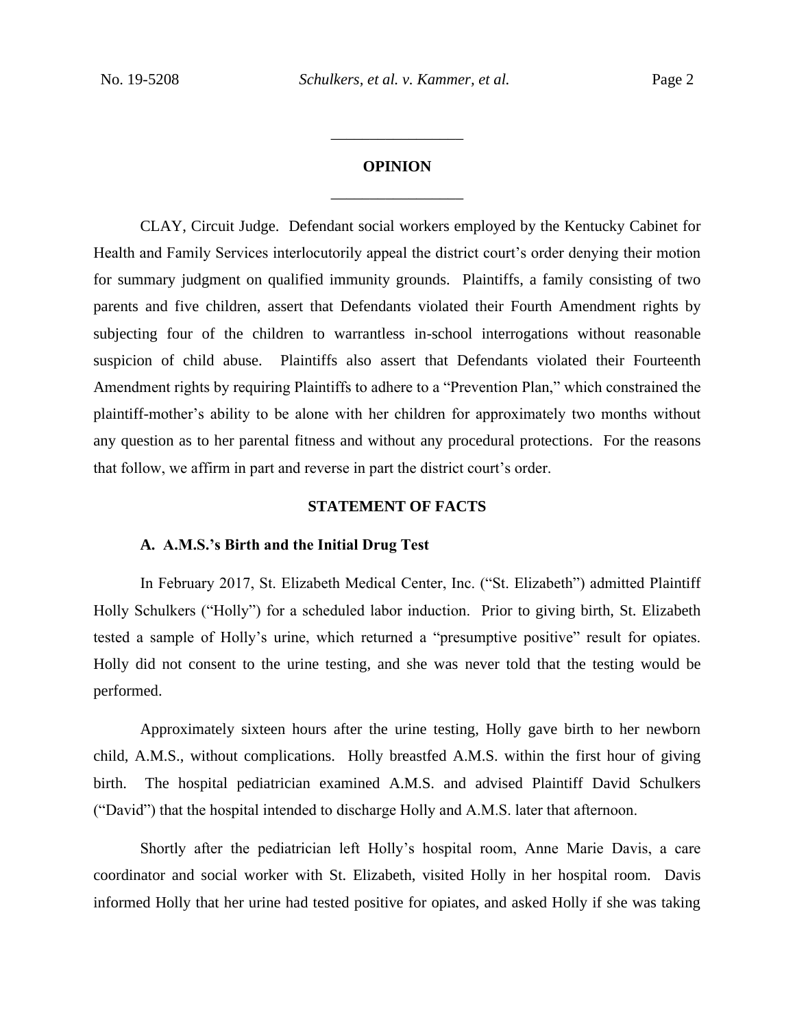## OPINION

CLAY, Circuit Judge. Defendant social workers employed by the Kentucky Cabinet for Health and Family Services interlocutorily appeal the district court's order denying their motion for summary judgment on qualified immunity grounds. Plaintiffs, a family consisting of two parents and five children, assert that Defendants violated their Fourth Amendment rights by subjecting four of the children to warrantless in-school interrogations without reasonable suspicion of child abuse. Plaintiffs also assert that Defendants violated their Fourteenth Amendment rights by requiring Plaintiffs to adhere to a "Prevention Plan," which constrained the plaintiff-mother's ability to be alone with her children for approximately two months without any question as to her parental fitness and without any procedural protections. For the reasons that follow, we affirm in part and reverse in part the district court's order.

## STATEMENT OF FACTS

### A. A.M.S.'s Birth and the Initial Drug Test

In February 2017, St. Elizabeth Medical Center, Inc. ("St. Elizabeth") admitted Plaintiff Holly Schulkers ("Holly") for a scheduled labor induction. Prior to giving birth, St. Elizabeth tested a sample of Holly's urine, which returned a "presumptive positive" result for opiates. Holly did not consent to the urine testing, and she was never told that the testing would be performed.

Approximately sixteen hours after the urine testing, Holly gave birth to her newborn child, A.M.S., without complications. Holly breastfed A.M.S. within the first hour of giving birth. The hospital pediatrician examined A.M.S. and advised Plaintiff David Schulkers ("David") that the hospital intended to discharge Holly and A.M.S. later that afternoon.

Shortly after the pediatrician left Holly's hospital room, Anne Marie Davis, a care coordinator and social worker with St. Elizabeth, visited Holly in her hospital room. Davis informed Holly that her urine had tested positive for opiates, and asked Holly if she was taking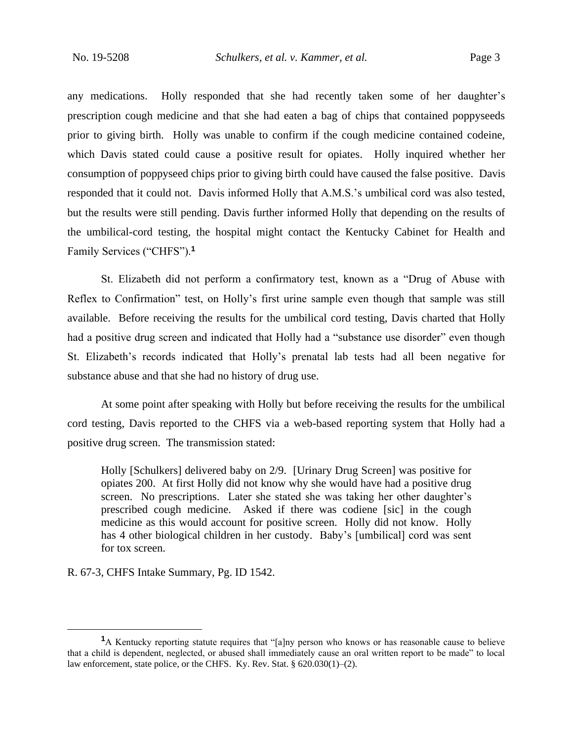any medications. Holly responded that she had recently taken some of her daughter's prescription cough medicine and that she had eaten a bag of chips that contained poppyseeds prior to giving birth. Holly was unable to confirm if the cough medicine contained codeine, which Davis stated could cause a positive result for opiates. Holly inquired whether her consumption of poppyseed chips prior to giving birth could have caused the false positive. Davis responded that it could not. Davis informed Holly that A.M.S.'s umbilical cord was also tested, but the results were still pending. Davis further informed Holly that depending on the results of the umbilical-cord testing, the hospital might contact the Kentucky Cabinet for Health and Family Services ("CHFS").[1]

St. Elizabeth did not perform a confirmatory test, known as a "Drug of Abuse with Reflex to Confirmation" test, on Holly's first urine sample even though that sample was still available. Before receiving the results for the umbilical cord testing, Davis charted that Holly had a positive drug screen and indicated that Holly had a "substance use disorder" even though St. Elizabeth's records indicated that Holly's prenatal lab tests had all been negative for substance abuse and that she had no history of drug use.

At some point after speaking with Holly but before receiving the results for the umbilical cord testing, Davis reported to the CHFS via a web-based reporting system that Holly had a positive drug screen. The transmission stated:

> Holly [Schulkers] delivered baby on 2/9. [Urinary Drug Screen] was positive for opiates 200. At first Holly did not know why she would have had a positive drug screen. No prescriptions. Later she stated she was taking her other daughter's prescribed cough medicine. Asked if there was codiene [sic] in the cough medicine as this would account for positive screen. Holly did not know. Holly has 4 other biological children in her custody. Baby's [umbilical] cord was sent for tox screen.

R. 67-3, CHFS Intake Summary, Pg. ID 1542.

---

[1] A Kentucky reporting statute requires that "[a]ny person who knows or has reasonable cause to believe that a child is dependent, neglected, or abused shall immediately cause an oral written report to be made" to local law enforcement, state police, or the CHFS. Ky. Rev. Stat. § 620.030(1)–(2).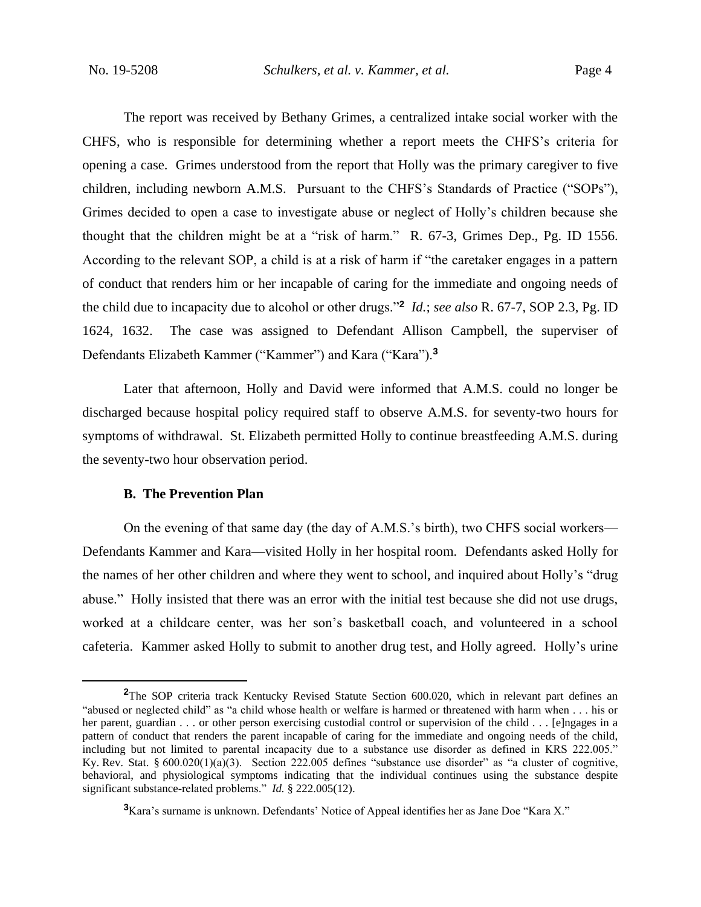The report was received by Bethany Grimes, a centralized intake social worker with the CHFS, who is responsible for determining whether a report meets the CHFS's criteria for opening a case. Grimes understood from the report that Holly was the primary caregiver to five children, including newborn A.M.S. Pursuant to the CHFS's Standards of Practice ("SOPs"), Grimes decided to open a case to investigate abuse or neglect of Holly's children because she thought that the children might be at a "risk of harm." R. 67-3, Grimes Dep., Pg. ID 1556. According to the relevant SOP, a child is at a risk of harm if "the caretaker engages in a pattern of conduct that renders him or her incapable of caring for the immediate and ongoing needs of the child due to incapacity due to alcohol or other drugs."[2] *Id.*; *see also* R. 67-7, SOP 2.3, Pg. ID 1624, 1632. The case was assigned to Defendant Allison Campbell, the superviser of Defendants Elizabeth Kammer ("Kammer") and Kara ("Kara").[3]

Later that afternoon, Holly and David were informed that A.M.S. could no longer be discharged because hospital policy required staff to observe A.M.S. for seventy-two hours for symptoms of withdrawal. St. Elizabeth permitted Holly to continue breastfeeding A.M.S. during the seventy-two hour observation period.

### B. The Prevention Plan

On the evening of that same day (the day of A.M.S.'s birth), two CHFS social workers—Defendants Kammer and Kara—visited Holly in her hospital room. Defendants asked Holly for the names of her other children and where they went to school, and inquired about Holly's "drug abuse." Holly insisted that there was an error with the initial test because she did not use drugs, worked at a childcare center, was her son's basketball coach, and volunteered in a school cafeteria. Kammer asked Holly to submit to another drug test, and Holly agreed. Holly's urine

---

[2] The SOP criteria track Kentucky Revised Statute Section 600.020, which in relevant part defines an "abused or neglected child" as "a child whose health or welfare is harmed or threatened with harm when . . . his or her parent, guardian . . . or other person exercising custodial control or supervision of the child . . . [e]ngages in a pattern of conduct that renders the parent incapable of caring for the immediate and ongoing needs of the child, including but not limited to parental incapacity due to a substance use disorder as defined in KRS 222.005." Ky. Rev. Stat. § 600.020(1)(a)(3). Section 222.005 defines "substance use disorder" as "a cluster of cognitive, behavioral, and physiological symptoms indicating that the individual continues using the substance despite significant substance-related problems." *Id.* § 222.005(12).

[3] Kara's surname is unknown. Defendants' Notice of Appeal identifies her as Jane Doe "Kara X."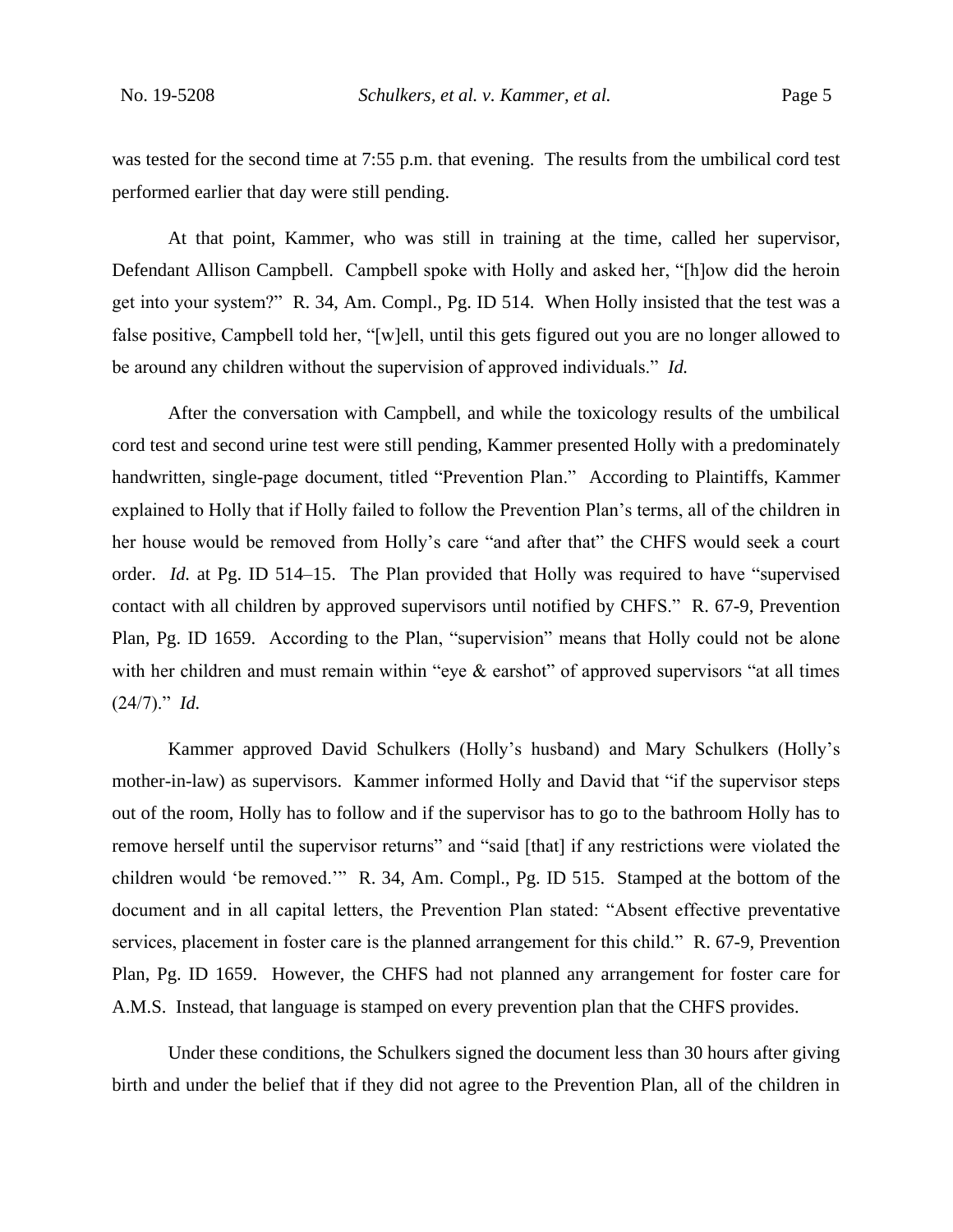was tested for the second time at 7:55 p.m. that evening. The results from the umbilical cord test performed earlier that day were still pending.

At that point, Kammer, who was still in training at the time, called her supervisor, Defendant Allison Campbell. Campbell spoke with Holly and asked her, "[h]ow did the heroin get into your system?" R. 34, Am. Compl., Pg. ID 514. When Holly insisted that the test was a false positive, Campbell told her, "[w]ell, until this gets figured out you are no longer allowed to be around any children without the supervision of approved individuals." *Id.*

After the conversation with Campbell, and while the toxicology results of the umbilical cord test and second urine test were still pending, Kammer presented Holly with a predominately handwritten, single-page document, titled "Prevention Plan." According to Plaintiffs, Kammer explained to Holly that if Holly failed to follow the Prevention Plan's terms, all of the children in her house would be removed from Holly's care "and after that" the CHFS would seek a court order. *Id.* at Pg. ID 514–15. The Plan provided that Holly was required to have "supervised contact with all children by approved supervisors until notified by CHFS." R. 67-9, Prevention Plan, Pg. ID 1659. According to the Plan, "supervision" means that Holly could not be alone with her children and must remain within "eye & earshot" of approved supervisors "at all times (24/7)." *Id.*

Kammer approved David Schulkers (Holly's husband) and Mary Schulkers (Holly's mother-in-law) as supervisors. Kammer informed Holly and David that "if the supervisor steps out of the room, Holly has to follow and if the supervisor has to go to the bathroom Holly has to remove herself until the supervisor returns" and "said [that] if any restrictions were violated the children would 'be removed.'" R. 34, Am. Compl., Pg. ID 515. Stamped at the bottom of the document and in all capital letters, the Prevention Plan stated: "Absent effective preventative services, placement in foster care is the planned arrangement for this child." R. 67-9, Prevention Plan, Pg. ID 1659. However, the CHFS had not planned any arrangement for foster care for A.M.S. Instead, that language is stamped on every prevention plan that the CHFS provides.

Under these conditions, the Schulkers signed the document less than 30 hours after giving birth and under the belief that if they did not agree to the Prevention Plan, all of the children in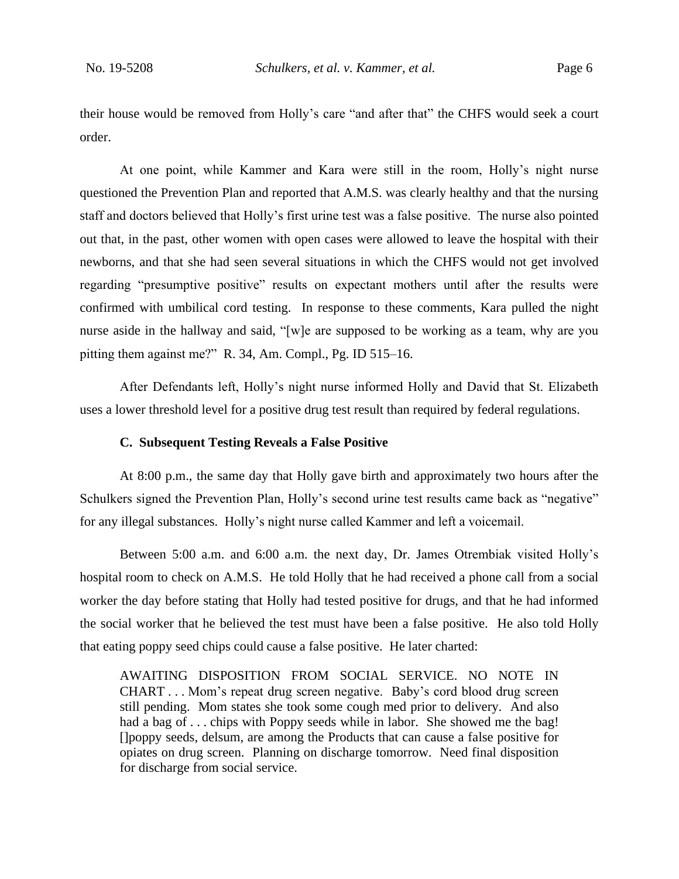their house would be removed from Holly's care "and after that" the CHFS would seek a court order.

At one point, while Kammer and Kara were still in the room, Holly's night nurse questioned the Prevention Plan and reported that A.M.S. was clearly healthy and that the nursing staff and doctors believed that Holly's first urine test was a false positive. The nurse also pointed out that, in the past, other women with open cases were allowed to leave the hospital with their newborns, and that she had seen several situations in which the CHFS would not get involved regarding "presumptive positive" results on expectant mothers until after the results were confirmed with umbilical cord testing. In response to these comments, Kara pulled the night nurse aside in the hallway and said, "[w]e are supposed to be working as a team, why are you pitting them against me?" R. 34, Am. Compl., Pg. ID 515–16.

After Defendants left, Holly's night nurse informed Holly and David that St. Elizabeth uses a lower threshold level for a positive drug test result than required by federal regulations.

### C. Subsequent Testing Reveals a False Positive

At 8:00 p.m., the same day that Holly gave birth and approximately two hours after the Schulkers signed the Prevention Plan, Holly's second urine test results came back as "negative" for any illegal substances. Holly's night nurse called Kammer and left a voicemail.

Between 5:00 a.m. and 6:00 a.m. the next day, Dr. James Otrembiak visited Holly's hospital room to check on A.M.S. He told Holly that he had received a phone call from a social worker the day before stating that Holly had tested positive for drugs, and that he had informed the social worker that he believed the test must have been a false positive. He also told Holly that eating poppy seed chips could cause a false positive. He later charted:

> AWAITING DISPOSITION FROM SOCIAL SERVICE. NO NOTE IN CHART . . . Mom's repeat drug screen negative. Baby's cord blood drug screen still pending. Mom states she took some cough med prior to delivery. And also had a bag of . . . chips with Poppy seeds while in labor. She showed me the bag! []poppy seeds, delsum, are among the Products that can cause a false positive for opiates on drug screen. Planning on discharge tomorrow. Need final disposition for discharge from social service.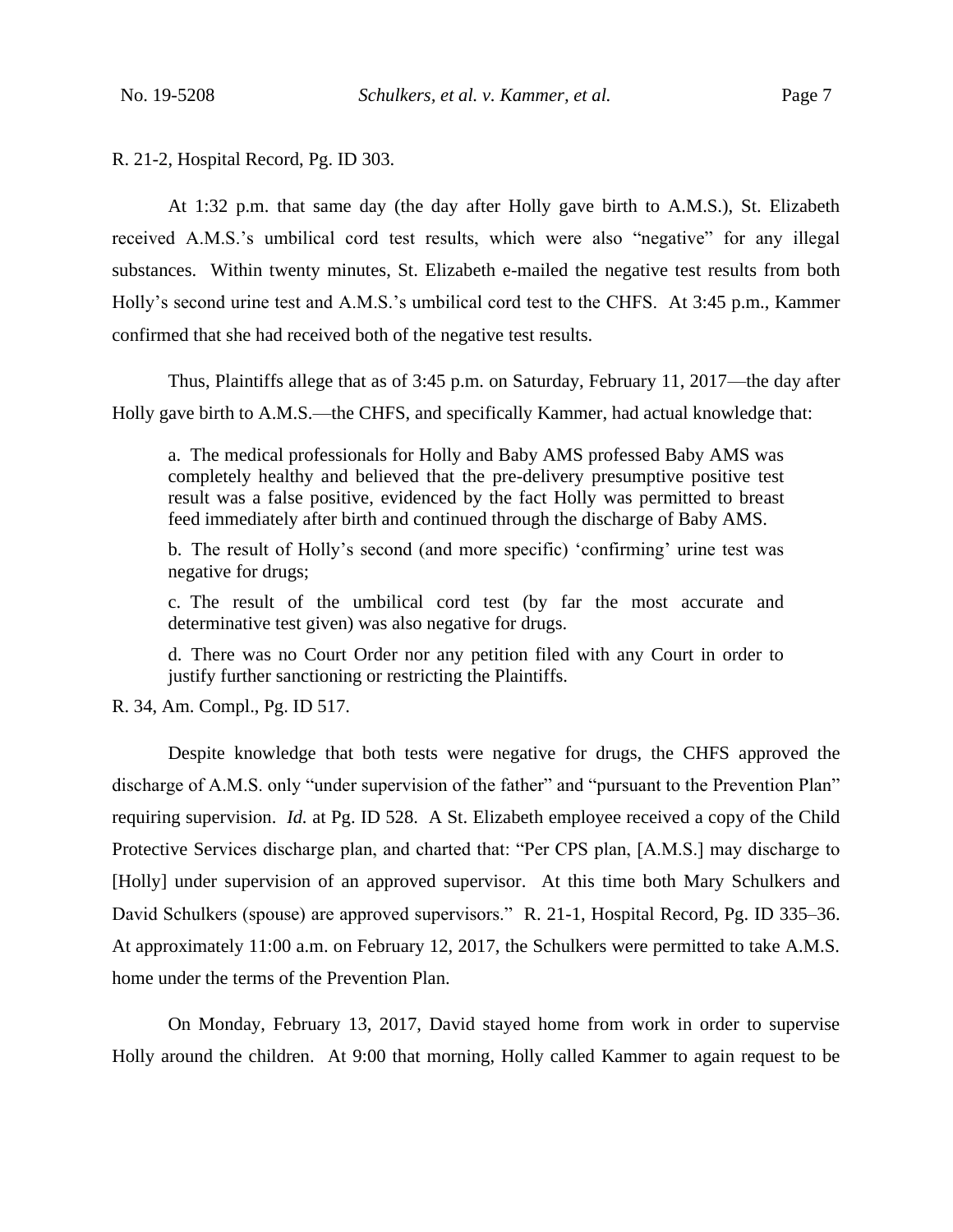R. 21-2, Hospital Record, Pg. ID 303.

At 1:32 p.m. that same day (the day after Holly gave birth to A.M.S.), St. Elizabeth received A.M.S.'s umbilical cord test results, which were also "negative" for any illegal substances. Within twenty minutes, St. Elizabeth e-mailed the negative test results from both Holly's second urine test and A.M.S.'s umbilical cord test to the CHFS. At 3:45 p.m., Kammer confirmed that she had received both of the negative test results.

Thus, Plaintiffs allege that as of 3:45 p.m. on Saturday, February 11, 2017—the day after Holly gave birth to A.M.S.—the CHFS, and specifically Kammer, had actual knowledge that:

> a. The medical professionals for Holly and Baby AMS professed Baby AMS was completely healthy and believed that the pre-delivery presumptive positive test result was a false positive, evidenced by the fact Holly was permitted to breast feed immediately after birth and continued through the discharge of Baby AMS.
>
> b. The result of Holly's second (and more specific) 'confirming' urine test was negative for drugs;
>
> c. The result of the umbilical cord test (by far the most accurate and determinative test given) was also negative for drugs.
>
> d. There was no Court Order nor any petition filed with any Court in order to justify further sanctioning or restricting the Plaintiffs.

R. 34, Am. Compl., Pg. ID 517.

Despite knowledge that both tests were negative for drugs, the CHFS approved the discharge of A.M.S. only "under supervision of the father" and "pursuant to the Prevention Plan" requiring supervision. *Id.* at Pg. ID 528. A St. Elizabeth employee received a copy of the Child Protective Services discharge plan, and charted that: "Per CPS plan, [A.M.S.] may discharge to [Holly] under supervision of an approved supervisor. At this time both Mary Schulkers and David Schulkers (spouse) are approved supervisors." R. 21-1, Hospital Record, Pg. ID 335–36. At approximately 11:00 a.m. on February 12, 2017, the Schulkers were permitted to take A.M.S. home under the terms of the Prevention Plan.

On Monday, February 13, 2017, David stayed home from work in order to supervise Holly around the children. At 9:00 that morning, Holly called Kammer to again request to be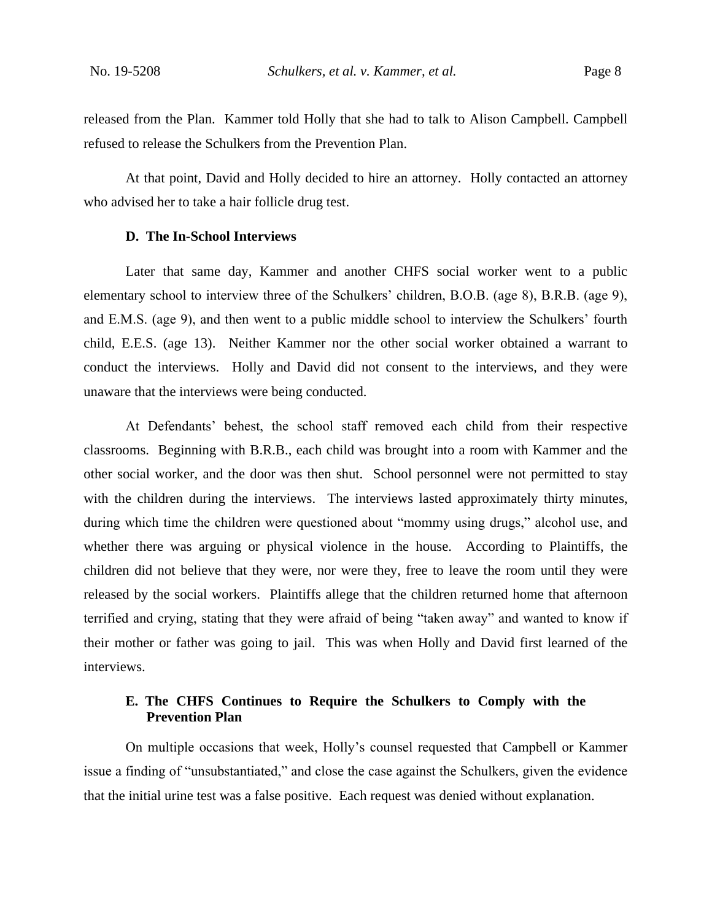released from the Plan. Kammer told Holly that she had to talk to Alison Campbell. Campbell refused to release the Schulkers from the Prevention Plan.

At that point, David and Holly decided to hire an attorney. Holly contacted an attorney who advised her to take a hair follicle drug test.

#### D. The In-School Interviews

Later that same day, Kammer and another CHFS social worker went to a public elementary school to interview three of the Schulkers' children, B.O.B. (age 8), B.R.B. (age 9), and E.M.S. (age 9), and then went to a public middle school to interview the Schulkers' fourth child, E.E.S. (age 13). Neither Kammer nor the other social worker obtained a warrant to conduct the interviews. Holly and David did not consent to the interviews, and they were unaware that the interviews were being conducted.

At Defendants' behest, the school staff removed each child from their respective classrooms. Beginning with B.R.B., each child was brought into a room with Kammer and the other social worker, and the door was then shut. School personnel were not permitted to stay with the children during the interviews. The interviews lasted approximately thirty minutes, during which time the children were questioned about "mommy using drugs," alcohol use, and whether there was arguing or physical violence in the house. According to Plaintiffs, the children did not believe that they were, nor were they, free to leave the room until they were released by the social workers. Plaintiffs allege that the children returned home that afternoon terrified and crying, stating that they were afraid of being "taken away" and wanted to know if their mother or father was going to jail. This was when Holly and David first learned of the interviews.

#### E. The CHFS Continues to Require the Schulkers to Comply with the Prevention Plan

On multiple occasions that week, Holly's counsel requested that Campbell or Kammer issue a finding of "unsubstantiated," and close the case against the Schulkers, given the evidence that the initial urine test was a false positive. Each request was denied without explanation.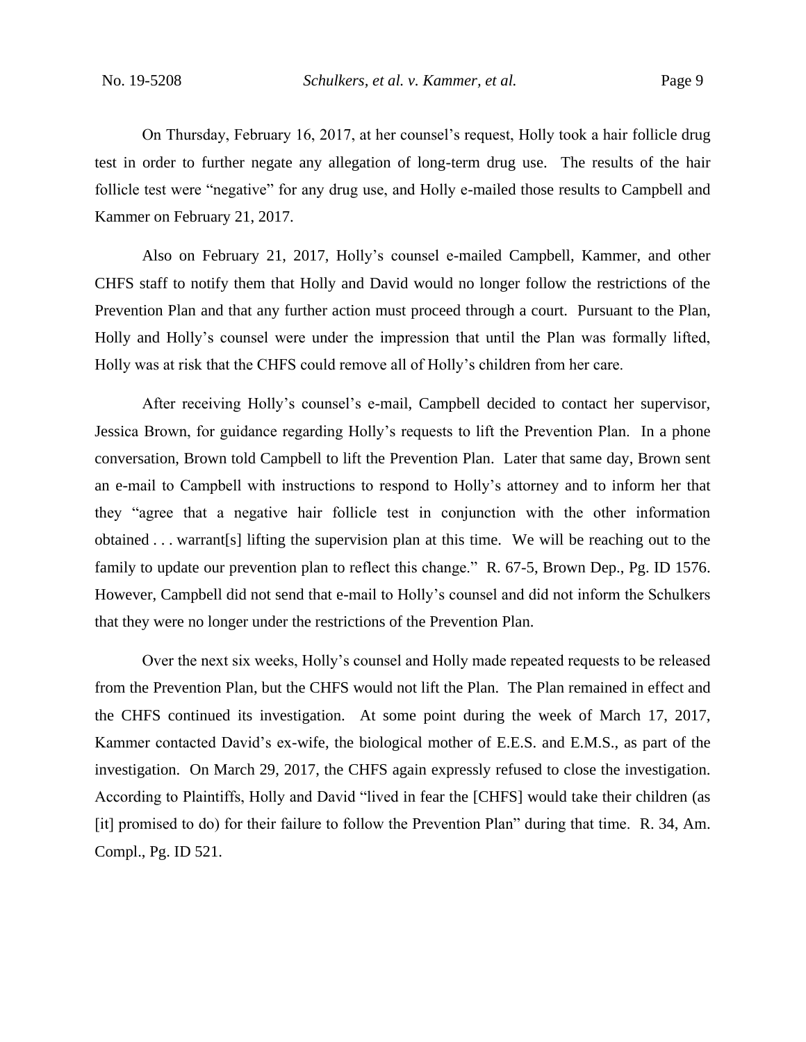On Thursday, February 16, 2017, at her counsel's request, Holly took a hair follicle drug test in order to further negate any allegation of long-term drug use. The results of the hair follicle test were "negative" for any drug use, and Holly e-mailed those results to Campbell and Kammer on February 21, 2017.

Also on February 21, 2017, Holly's counsel e-mailed Campbell, Kammer, and other CHFS staff to notify them that Holly and David would no longer follow the restrictions of the Prevention Plan and that any further action must proceed through a court. Pursuant to the Plan, Holly and Holly's counsel were under the impression that until the Plan was formally lifted, Holly was at risk that the CHFS could remove all of Holly's children from her care.

After receiving Holly's counsel's e-mail, Campbell decided to contact her supervisor, Jessica Brown, for guidance regarding Holly's requests to lift the Prevention Plan. In a phone conversation, Brown told Campbell to lift the Prevention Plan. Later that same day, Brown sent an e-mail to Campbell with instructions to respond to Holly's attorney and to inform her that they "agree that a negative hair follicle test in conjunction with the other information obtained . . . warrant[s] lifting the supervision plan at this time. We will be reaching out to the family to update our prevention plan to reflect this change." R. 67-5, Brown Dep., Pg. ID 1576. However, Campbell did not send that e-mail to Holly's counsel and did not inform the Schulkers that they were no longer under the restrictions of the Prevention Plan.

Over the next six weeks, Holly's counsel and Holly made repeated requests to be released from the Prevention Plan, but the CHFS would not lift the Plan. The Plan remained in effect and the CHFS continued its investigation. At some point during the week of March 17, 2017, Kammer contacted David's ex-wife, the biological mother of E.E.S. and E.M.S., as part of the investigation. On March 29, 2017, the CHFS again expressly refused to close the investigation. According to Plaintiffs, Holly and David "lived in fear the [CHFS] would take their children (as [it] promised to do) for their failure to follow the Prevention Plan" during that time. R. 34, Am. Compl., Pg. ID 521.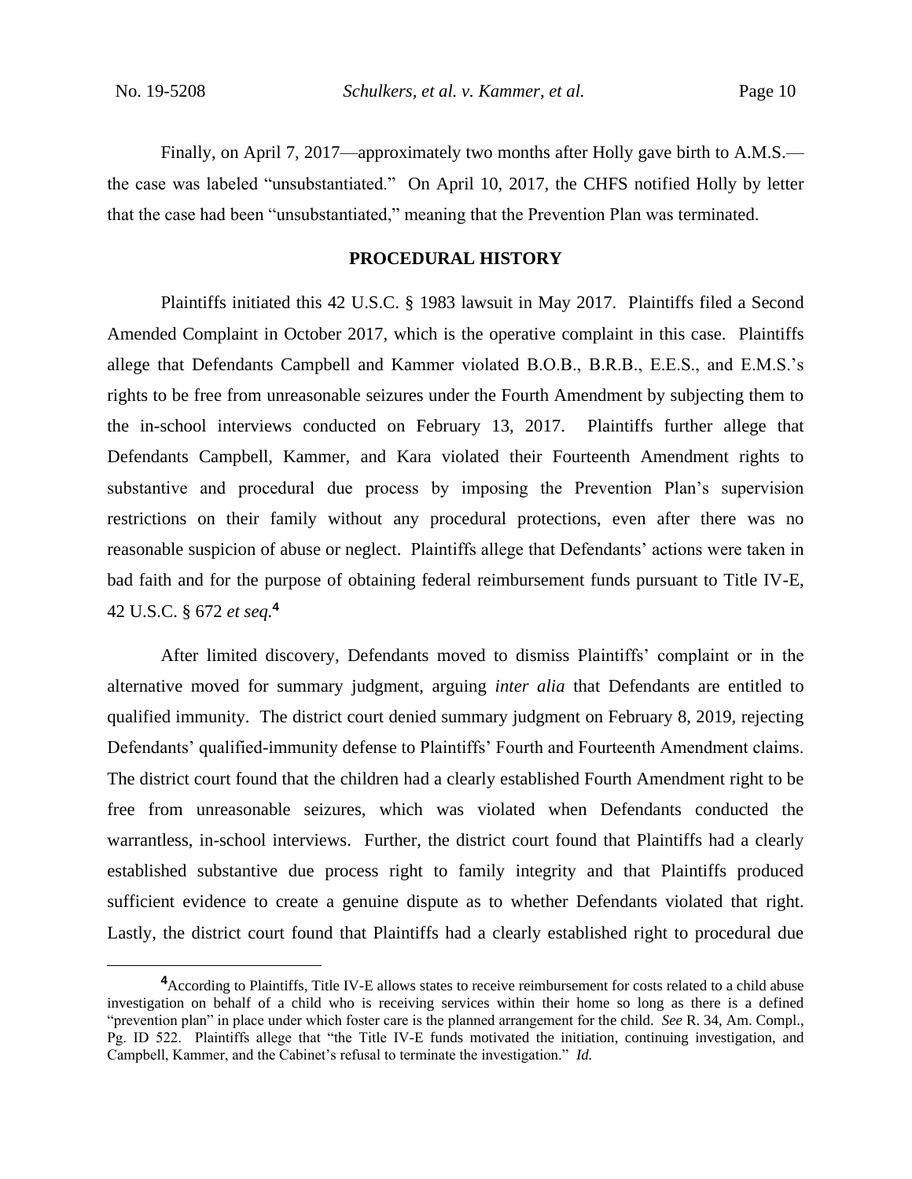Finally, on April 7, 2017—approximately two months after Holly gave birth to A.M.S.—the case was labeled "unsubstantiated." On April 10, 2017, the CHFS notified Holly by letter that the case had been "unsubstantiated," meaning that the Prevention Plan was terminated.

## PROCEDURAL HISTORY

Plaintiffs initiated this 42 U.S.C. § 1983 lawsuit in May 2017. Plaintiffs filed a Second Amended Complaint in October 2017, which is the operative complaint in this case. Plaintiffs allege that Defendants Campbell and Kammer violated B.O.B., B.R.B., E.E.S., and E.M.S.'s rights to be free from unreasonable seizures under the Fourth Amendment by subjecting them to the in-school interviews conducted on February 13, 2017. Plaintiffs further allege that Defendants Campbell, Kammer, and Kara violated their Fourteenth Amendment rights to substantive and procedural due process by imposing the Prevention Plan's supervision restrictions on their family without any procedural protections, even after there was no reasonable suspicion of abuse or neglect. Plaintiffs allege that Defendants' actions were taken in bad faith and for the purpose of obtaining federal reimbursement funds pursuant to Title IV-E, 42 U.S.C. § 672 *et seq.*[4]

After limited discovery, Defendants moved to dismiss Plaintiffs' complaint or in the alternative moved for summary judgment, arguing *inter alia* that Defendants are entitled to qualified immunity. The district court denied summary judgment on February 8, 2019, rejecting Defendants' qualified-immunity defense to Plaintiffs' Fourth and Fourteenth Amendment claims. The district court found that the children had a clearly established Fourth Amendment right to be free from unreasonable seizures, which was violated when Defendants conducted the warrantless, in-school interviews. Further, the district court found that Plaintiffs had a clearly established substantive due process right to family integrity and that Plaintiffs produced sufficient evidence to create a genuine dispute as to whether Defendants violated that right. Lastly, the district court found that Plaintiffs had a clearly established right to procedural due

[4] According to Plaintiffs, Title IV-E allows states to receive reimbursement for costs related to a child abuse investigation on behalf of a child who is receiving services within their home so long as there is a defined "prevention plan" in place under which foster care is the planned arrangement for the child. *See* R. 34, Am. Compl., Pg. ID 522. Plaintiffs allege that "the Title IV-E funds motivated the initiation, continuing investigation, and Campbell, Kammer, and the Cabinet's refusal to terminate the investigation." *Id.*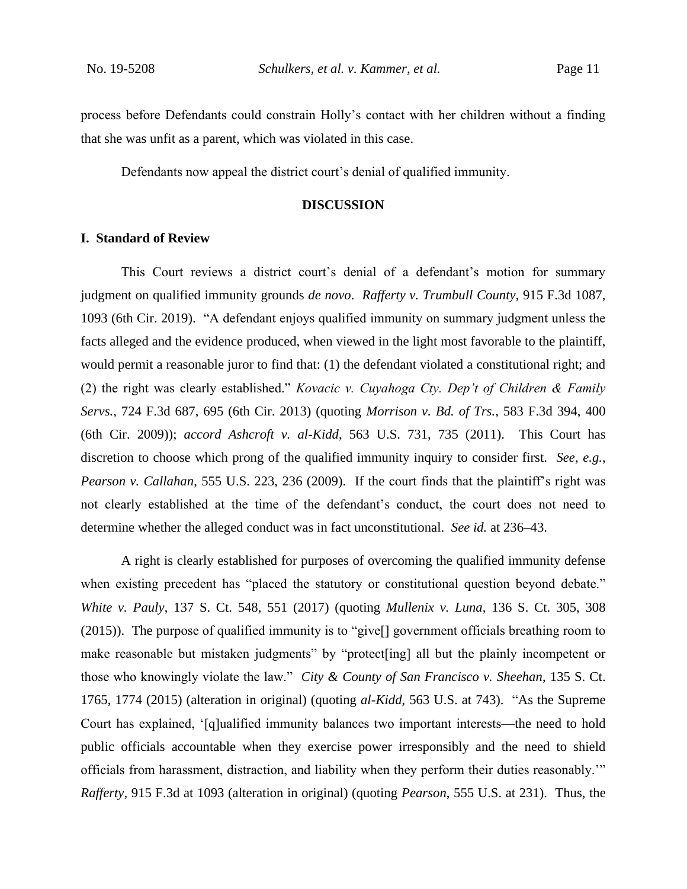process before Defendants could constrain Holly's contact with her children without a finding that she was unfit as a parent, which was violated in this case.

Defendants now appeal the district court's denial of qualified immunity.

## DISCUSSION

### I. Standard of Review

This Court reviews a district court's denial of a defendant's motion for summary judgment on qualified immunity grounds *de novo*. *Rafferty v. Trumbull County*, 915 F.3d 1087, 1093 (6th Cir. 2019). "A defendant enjoys qualified immunity on summary judgment unless the facts alleged and the evidence produced, when viewed in the light most favorable to the plaintiff, would permit a reasonable juror to find that: (1) the defendant violated a constitutional right; and (2) the right was clearly established." *Kovacic v. Cuyahoga Cty. Dep't of Children & Family Servs.*, 724 F.3d 687, 695 (6th Cir. 2013) (quoting *Morrison v. Bd. of Trs.*, 583 F.3d 394, 400 (6th Cir. 2009)); *accord Ashcroft v. al-Kidd*, 563 U.S. 731, 735 (2011). This Court has discretion to choose which prong of the qualified immunity inquiry to consider first. *See, e.g.*, *Pearson v. Callahan*, 555 U.S. 223, 236 (2009). If the court finds that the plaintiff's right was not clearly established at the time of the defendant's conduct, the court does not need to determine whether the alleged conduct was in fact unconstitutional. *See id.* at 236–43.

A right is clearly established for purposes of overcoming the qualified immunity defense when existing precedent has "placed the statutory or constitutional question beyond debate." *White v. Pauly*, 137 S. Ct. 548, 551 (2017) (quoting *Mullenix v. Luna*, 136 S. Ct. 305, 308 (2015)). The purpose of qualified immunity is to "give[] government officials breathing room to make reasonable but mistaken judgments" by "protect[ing] all but the plainly incompetent or those who knowingly violate the law." *City & County of San Francisco v. Sheehan*, 135 S. Ct. 1765, 1774 (2015) (alteration in original) (quoting *al-Kidd*, 563 U.S. at 743). "As the Supreme Court has explained, '[q]ualified immunity balances two important interests—the need to hold public officials accountable when they exercise power irresponsibly and the need to shield officials from harassment, distraction, and liability when they perform their duties reasonably.'" *Rafferty*, 915 F.3d at 1093 (alteration in original) (quoting *Pearson*, 555 U.S. at 231). Thus, the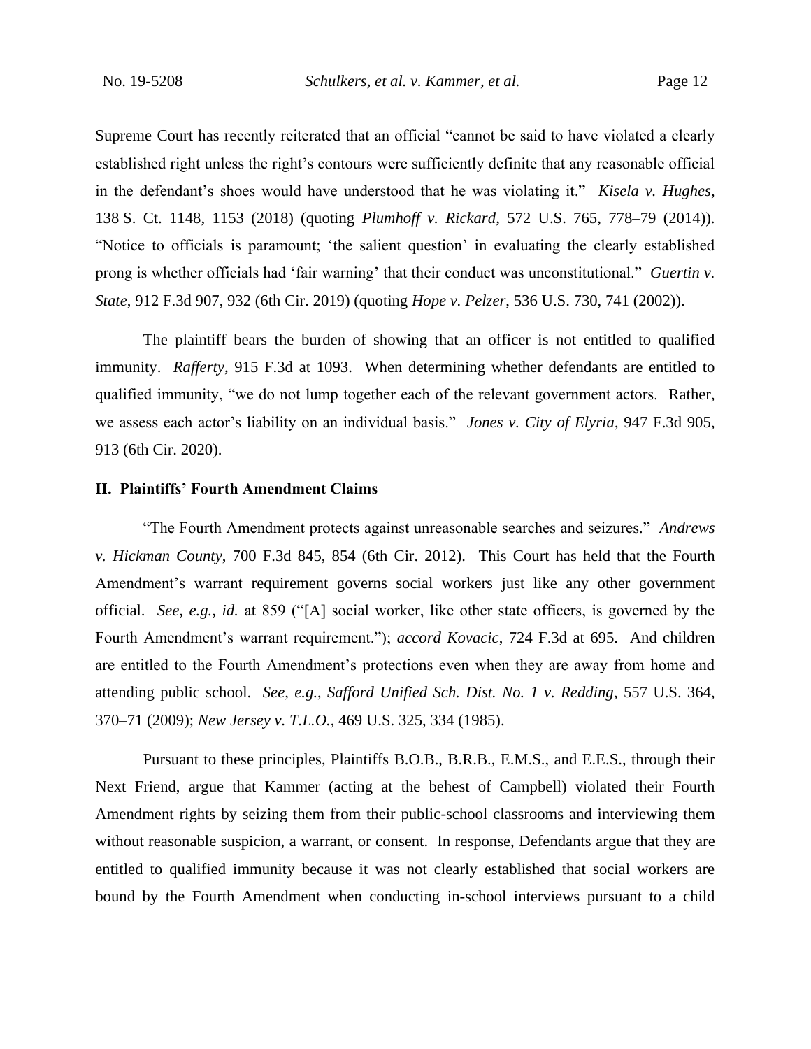Supreme Court has recently reiterated that an official "cannot be said to have violated a clearly established right unless the right's contours were sufficiently definite that any reasonable official in the defendant's shoes would have understood that he was violating it." *Kisela v. Hughes*, 138 S. Ct. 1148, 1153 (2018) (quoting *Plumhoff v. Rickard*, 572 U.S. 765, 778–79 (2014)). "Notice to officials is paramount; 'the salient question' in evaluating the clearly established prong is whether officials had 'fair warning' that their conduct was unconstitutional." *Guertin v. State*, 912 F.3d 907, 932 (6th Cir. 2019) (quoting *Hope v. Pelzer*, 536 U.S. 730, 741 (2002)).

The plaintiff bears the burden of showing that an officer is not entitled to qualified immunity. *Rafferty*, 915 F.3d at 1093. When determining whether defendants are entitled to qualified immunity, "we do not lump together each of the relevant government actors. Rather, we assess each actor's liability on an individual basis." *Jones v. City of Elyria*, 947 F.3d 905, 913 (6th Cir. 2020).

## II. Plaintiffs' Fourth Amendment Claims

"The Fourth Amendment protects against unreasonable searches and seizures." *Andrews v. Hickman County*, 700 F.3d 845, 854 (6th Cir. 2012). This Court has held that the Fourth Amendment's warrant requirement governs social workers just like any other government official. *See, e.g.*, *id.* at 859 ("[A] social worker, like other state officers, is governed by the Fourth Amendment's warrant requirement."); *accord Kovacic*, 724 F.3d at 695. And children are entitled to the Fourth Amendment's protections even when they are away from home and attending public school. *See, e.g.*, *Safford Unified Sch. Dist. No. 1 v. Redding*, 557 U.S. 364, 370–71 (2009); *New Jersey v. T.L.O.*, 469 U.S. 325, 334 (1985).

Pursuant to these principles, Plaintiffs B.O.B., B.R.B., E.M.S., and E.E.S., through their Next Friend, argue that Kammer (acting at the behest of Campbell) violated their Fourth Amendment rights by seizing them from their public-school classrooms and interviewing them without reasonable suspicion, a warrant, or consent. In response, Defendants argue that they are entitled to qualified immunity because it was not clearly established that social workers are bound by the Fourth Amendment when conducting in-school interviews pursuant to a child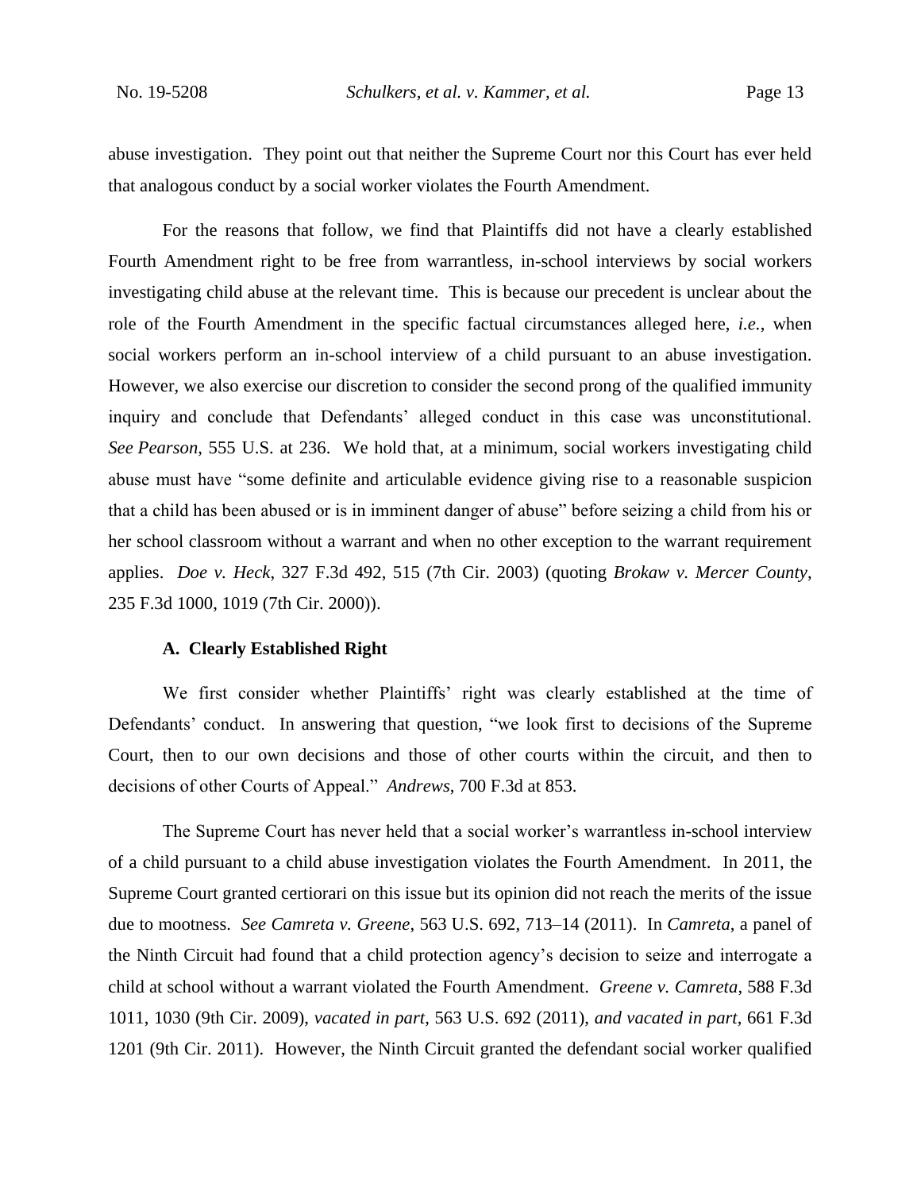abuse investigation. They point out that neither the Supreme Court nor this Court has ever held that analogous conduct by a social worker violates the Fourth Amendment.

For the reasons that follow, we find that Plaintiffs did not have a clearly established Fourth Amendment right to be free from warrantless, in-school interviews by social workers investigating child abuse at the relevant time. This is because our precedent is unclear about the role of the Fourth Amendment in the specific factual circumstances alleged here, *i.e.*, when social workers perform an in-school interview of a child pursuant to an abuse investigation. However, we also exercise our discretion to consider the second prong of the qualified immunity inquiry and conclude that Defendants' alleged conduct in this case was unconstitutional. *See Pearson*, 555 U.S. at 236. We hold that, at a minimum, social workers investigating child abuse must have "some definite and articulable evidence giving rise to a reasonable suspicion that a child has been abused or is in imminent danger of abuse" before seizing a child from his or her school classroom without a warrant and when no other exception to the warrant requirement applies. *Doe v. Heck*, 327 F.3d 492, 515 (7th Cir. 2003) (quoting *Brokaw v. Mercer County*, 235 F.3d 1000, 1019 (7th Cir. 2000)).

### A. Clearly Established Right

We first consider whether Plaintiffs' right was clearly established at the time of Defendants' conduct. In answering that question, "we look first to decisions of the Supreme Court, then to our own decisions and those of other courts within the circuit, and then to decisions of other Courts of Appeal." *Andrews*, 700 F.3d at 853.

The Supreme Court has never held that a social worker's warrantless in-school interview of a child pursuant to a child abuse investigation violates the Fourth Amendment. In 2011, the Supreme Court granted certiorari on this issue but its opinion did not reach the merits of the issue due to mootness. *See Camreta v. Greene*, 563 U.S. 692, 713–14 (2011). In *Camreta*, a panel of the Ninth Circuit had found that a child protection agency's decision to seize and interrogate a child at school without a warrant violated the Fourth Amendment. *Greene v. Camreta*, 588 F.3d 1011, 1030 (9th Cir. 2009), *vacated in part*, 563 U.S. 692 (2011), *and vacated in part*, 661 F.3d 1201 (9th Cir. 2011). However, the Ninth Circuit granted the defendant social worker qualified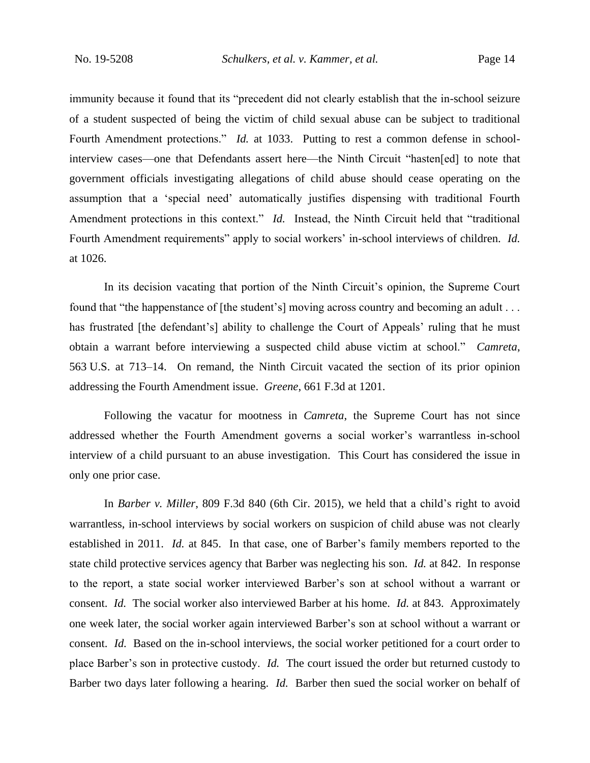immunity because it found that its "precedent did not clearly establish that the in-school seizure of a student suspected of being the victim of child sexual abuse can be subject to traditional Fourth Amendment protections." *Id.* at 1033. Putting to rest a common defense in school-interview cases—one that Defendants assert here—the Ninth Circuit "hasten[ed] to note that government officials investigating allegations of child abuse should cease operating on the assumption that a 'special need' automatically justifies dispensing with traditional Fourth Amendment protections in this context." *Id.* Instead, the Ninth Circuit held that "traditional Fourth Amendment requirements" apply to social workers' in-school interviews of children. *Id.* at 1026.

In its decision vacating that portion of the Ninth Circuit's opinion, the Supreme Court found that "the happenstance of [the student's] moving across country and becoming an adult . . . has frustrated [the defendant's] ability to challenge the Court of Appeals' ruling that he must obtain a warrant before interviewing a suspected child abuse victim at school." *Camreta*, 563 U.S. at 713–14. On remand, the Ninth Circuit vacated the section of its prior opinion addressing the Fourth Amendment issue. *Greene*, 661 F.3d at 1201.

Following the vacatur for mootness in *Camreta*, the Supreme Court has not since addressed whether the Fourth Amendment governs a social worker's warrantless in-school interview of a child pursuant to an abuse investigation. This Court has considered the issue in only one prior case.

In *Barber v. Miller*, 809 F.3d 840 (6th Cir. 2015), we held that a child's right to avoid warrantless, in-school interviews by social workers on suspicion of child abuse was not clearly established in 2011. *Id.* at 845. In that case, one of Barber's family members reported to the state child protective services agency that Barber was neglecting his son. *Id.* at 842. In response to the report, a state social worker interviewed Barber's son at school without a warrant or consent. *Id.* The social worker also interviewed Barber at his home. *Id.* at 843. Approximately one week later, the social worker again interviewed Barber's son at school without a warrant or consent. *Id.* Based on the in-school interviews, the social worker petitioned for a court order to place Barber's son in protective custody. *Id.* The court issued the order but returned custody to Barber two days later following a hearing. *Id.* Barber then sued the social worker on behalf of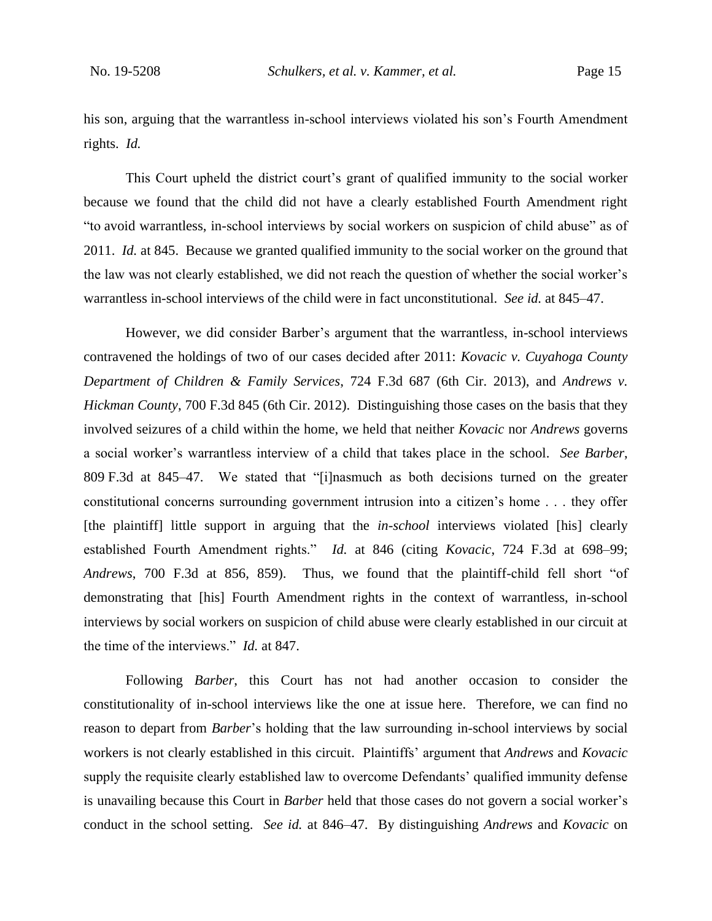his son, arguing that the warrantless in-school interviews violated his son's Fourth Amendment rights. *Id.*

This Court upheld the district court's grant of qualified immunity to the social worker because we found that the child did not have a clearly established Fourth Amendment right "to avoid warrantless, in-school interviews by social workers on suspicion of child abuse" as of 2011. *Id.* at 845. Because we granted qualified immunity to the social worker on the ground that the law was not clearly established, we did not reach the question of whether the social worker's warrantless in-school interviews of the child were in fact unconstitutional. *See id.* at 845–47.

However, we did consider Barber's argument that the warrantless, in-school interviews contravened the holdings of two of our cases decided after 2011: *Kovacic v. Cuyahoga County Department of Children & Family Services*, 724 F.3d 687 (6th Cir. 2013), and *Andrews v. Hickman County*, 700 F.3d 845 (6th Cir. 2012). Distinguishing those cases on the basis that they involved seizures of a child within the home, we held that neither *Kovacic* nor *Andrews* governs a social worker's warrantless interview of a child that takes place in the school. *See Barber*, 809 F.3d at 845–47. We stated that "[i]nasmuch as both decisions turned on the greater constitutional concerns surrounding government intrusion into a citizen's home . . . they offer [the plaintiff] little support in arguing that the *in-school* interviews violated [his] clearly established Fourth Amendment rights." *Id.* at 846 (citing *Kovacic*, 724 F.3d at 698–99; *Andrews*, 700 F.3d at 856, 859). Thus, we found that the plaintiff-child fell short "of demonstrating that [his] Fourth Amendment rights in the context of warrantless, in-school interviews by social workers on suspicion of child abuse were clearly established in our circuit at the time of the interviews." *Id.* at 847.

Following *Barber*, this Court has not had another occasion to consider the constitutionality of in-school interviews like the one at issue here. Therefore, we can find no reason to depart from *Barber*'s holding that the law surrounding in-school interviews by social workers is not clearly established in this circuit. Plaintiffs' argument that *Andrews* and *Kovacic* supply the requisite clearly established law to overcome Defendants' qualified immunity defense is unavailing because this Court in *Barber* held that those cases do not govern a social worker's conduct in the school setting. *See id.* at 846–47. By distinguishing *Andrews* and *Kovacic* on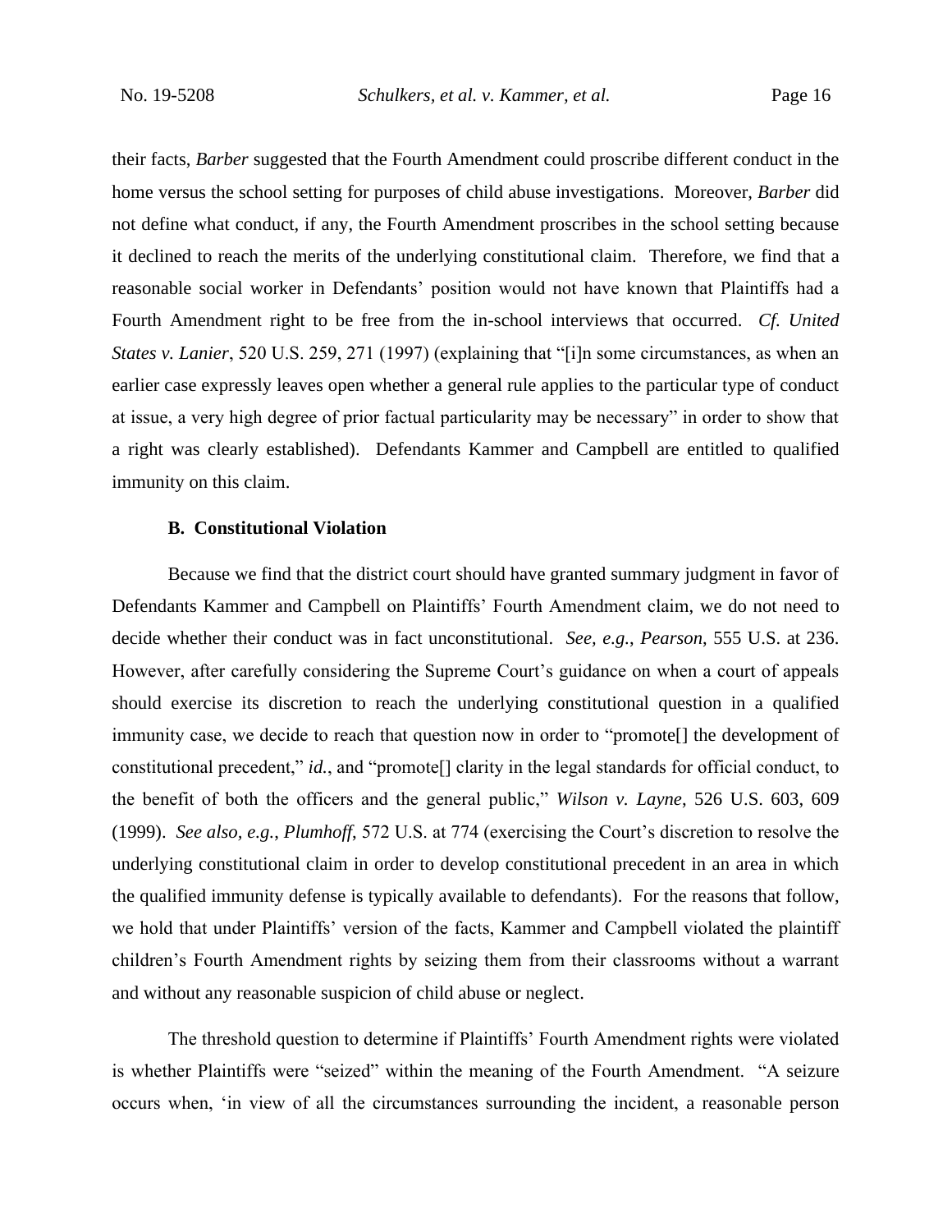their facts, *Barber* suggested that the Fourth Amendment could proscribe different conduct in the home versus the school setting for purposes of child abuse investigations. Moreover, *Barber* did not define what conduct, if any, the Fourth Amendment proscribes in the school setting because it declined to reach the merits of the underlying constitutional claim. Therefore, we find that a reasonable social worker in Defendants' position would not have known that Plaintiffs had a Fourth Amendment right to be free from the in-school interviews that occurred. *Cf. United States v. Lanier*, 520 U.S. 259, 271 (1997) (explaining that "[i]n some circumstances, as when an earlier case expressly leaves open whether a general rule applies to the particular type of conduct at issue, a very high degree of prior factual particularity may be necessary" in order to show that a right was clearly established). Defendants Kammer and Campbell are entitled to qualified immunity on this claim.

### B. Constitutional Violation

Because we find that the district court should have granted summary judgment in favor of Defendants Kammer and Campbell on Plaintiffs' Fourth Amendment claim, we do not need to decide whether their conduct was in fact unconstitutional. *See, e.g.*, *Pearson*, 555 U.S. at 236. However, after carefully considering the Supreme Court's guidance on when a court of appeals should exercise its discretion to reach the underlying constitutional question in a qualified immunity case, we decide to reach that question now in order to "promote[] the development of constitutional precedent," *id.*, and "promote[] clarity in the legal standards for official conduct, to the benefit of both the officers and the general public," *Wilson v. Layne*, 526 U.S. 603, 609 (1999). *See also, e.g.*, *Plumhoff*, 572 U.S. at 774 (exercising the Court's discretion to resolve the underlying constitutional claim in order to develop constitutional precedent in an area in which the qualified immunity defense is typically available to defendants). For the reasons that follow, we hold that under Plaintiffs' version of the facts, Kammer and Campbell violated the plaintiff children's Fourth Amendment rights by seizing them from their classrooms without a warrant and without any reasonable suspicion of child abuse or neglect.

The threshold question to determine if Plaintiffs' Fourth Amendment rights were violated is whether Plaintiffs were "seized" within the meaning of the Fourth Amendment. "A seizure occurs when, 'in view of all the circumstances surrounding the incident, a reasonable person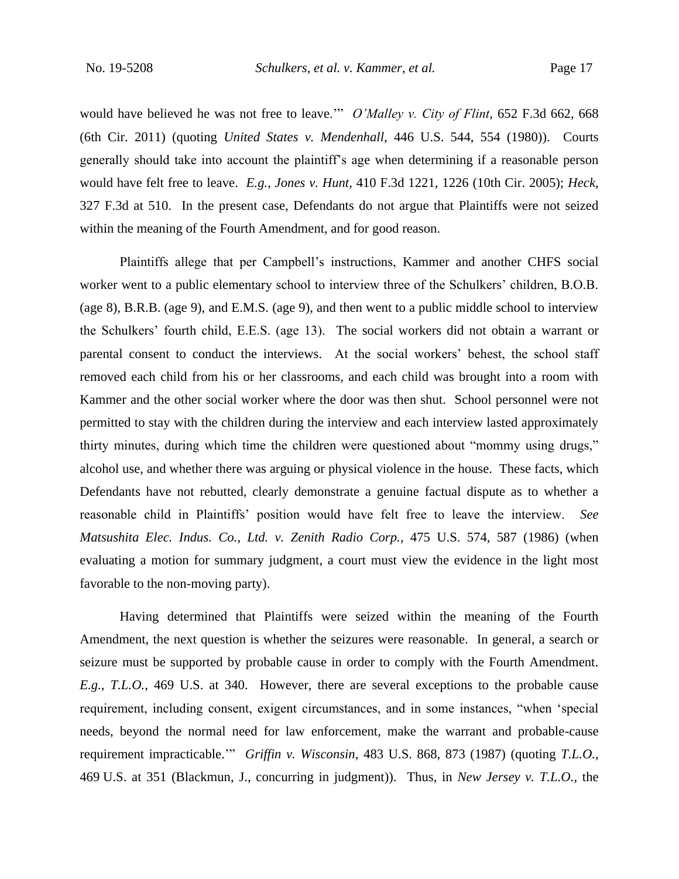would have believed he was not free to leave.'" *O'Malley v. City of Flint*, 652 F.3d 662, 668 (6th Cir. 2011) (quoting *United States v. Mendenhall*, 446 U.S. 544, 554 (1980)). Courts generally should take into account the plaintiff's age when determining if a reasonable person would have felt free to leave. *E.g.*, *Jones v. Hunt*, 410 F.3d 1221, 1226 (10th Cir. 2005); *Heck*, 327 F.3d at 510. In the present case, Defendants do not argue that Plaintiffs were not seized within the meaning of the Fourth Amendment, and for good reason.

Plaintiffs allege that per Campbell's instructions, Kammer and another CHFS social worker went to a public elementary school to interview three of the Schulkers' children, B.O.B. (age 8), B.R.B. (age 9), and E.M.S. (age 9), and then went to a public middle school to interview the Schulkers' fourth child, E.E.S. (age 13). The social workers did not obtain a warrant or parental consent to conduct the interviews. At the social workers' behest, the school staff removed each child from his or her classrooms, and each child was brought into a room with Kammer and the other social worker where the door was then shut. School personnel were not permitted to stay with the children during the interview and each interview lasted approximately thirty minutes, during which time the children were questioned about "mommy using drugs," alcohol use, and whether there was arguing or physical violence in the house. These facts, which Defendants have not rebutted, clearly demonstrate a genuine factual dispute as to whether a reasonable child in Plaintiffs' position would have felt free to leave the interview. *See Matsushita Elec. Indus. Co., Ltd. v. Zenith Radio Corp.*, 475 U.S. 574, 587 (1986) (when evaluating a motion for summary judgment, a court must view the evidence in the light most favorable to the non-moving party).

Having determined that Plaintiffs were seized within the meaning of the Fourth Amendment, the next question is whether the seizures were reasonable. In general, a search or seizure must be supported by probable cause in order to comply with the Fourth Amendment. *E.g.*, *T.L.O.*, 469 U.S. at 340. However, there are several exceptions to the probable cause requirement, including consent, exigent circumstances, and in some instances, "when 'special needs, beyond the normal need for law enforcement, make the warrant and probable-cause requirement impracticable.'" *Griffin v. Wisconsin*, 483 U.S. 868, 873 (1987) (quoting *T.L.O.*, 469 U.S. at 351 (Blackmun, J., concurring in judgment)). Thus, in *New Jersey v. T.L.O.*, the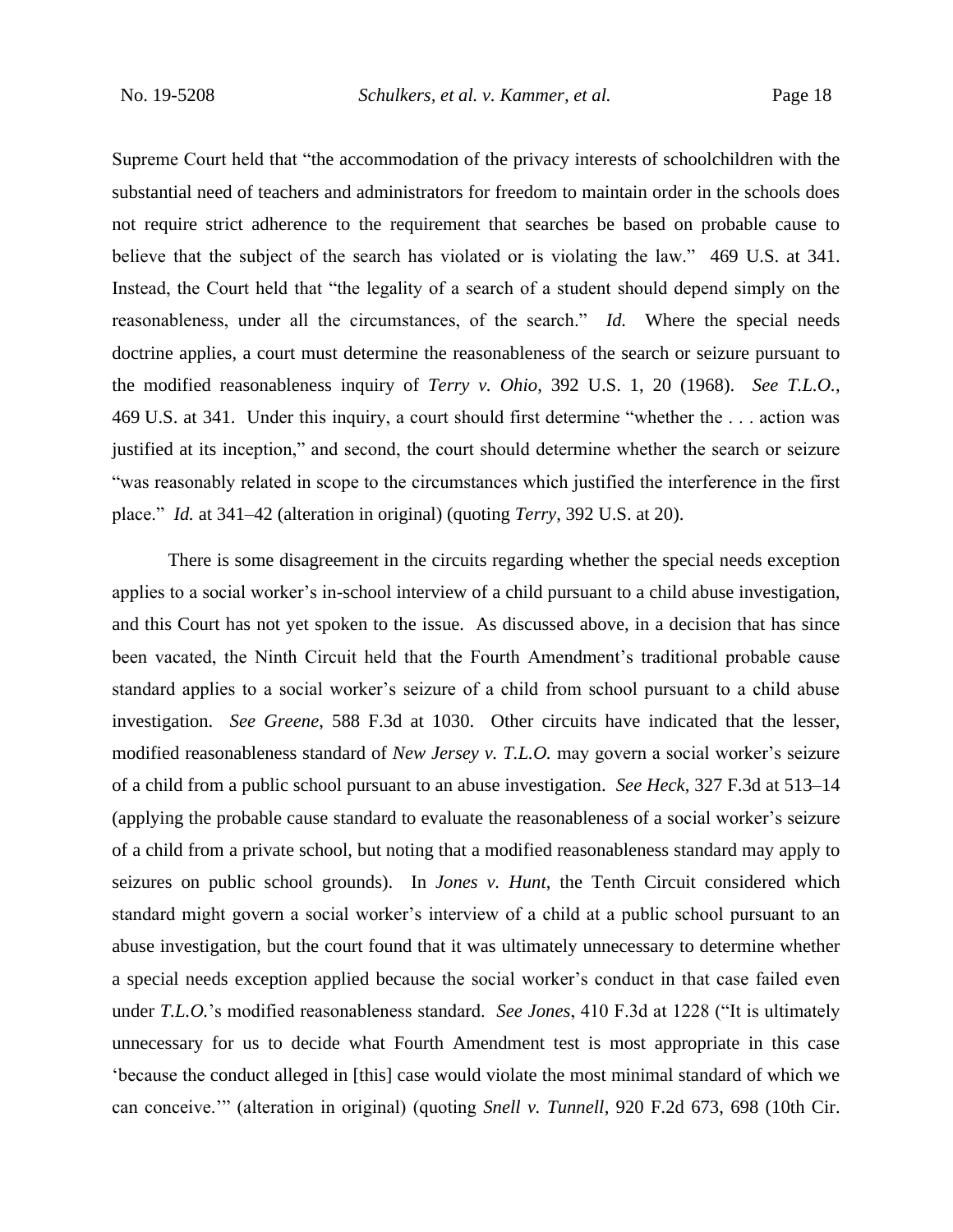Supreme Court held that "the accommodation of the privacy interests of schoolchildren with the substantial need of teachers and administrators for freedom to maintain order in the schools does not require strict adherence to the requirement that searches be based on probable cause to believe that the subject of the search has violated or is violating the law." 469 U.S. at 341. Instead, the Court held that "the legality of a search of a student should depend simply on the reasonableness, under all the circumstances, of the search." *Id.* Where the special needs doctrine applies, a court must determine the reasonableness of the search or seizure pursuant to the modified reasonableness inquiry of *Terry v. Ohio*, 392 U.S. 1, 20 (1968). *See T.L.O.*, 469 U.S. at 341. Under this inquiry, a court should first determine "whether the . . . action was justified at its inception," and second, the court should determine whether the search or seizure "was reasonably related in scope to the circumstances which justified the interference in the first place." *Id.* at 341–42 (alteration in original) (quoting *Terry*, 392 U.S. at 20).

There is some disagreement in the circuits regarding whether the special needs exception applies to a social worker's in-school interview of a child pursuant to a child abuse investigation, and this Court has not yet spoken to the issue. As discussed above, in a decision that has since been vacated, the Ninth Circuit held that the Fourth Amendment's traditional probable cause standard applies to a social worker's seizure of a child from school pursuant to a child abuse investigation. *See Greene*, 588 F.3d at 1030. Other circuits have indicated that the lesser, modified reasonableness standard of *New Jersey v. T.L.O.* may govern a social worker's seizure of a child from a public school pursuant to an abuse investigation. *See Heck*, 327 F.3d at 513–14 (applying the probable cause standard to evaluate the reasonableness of a social worker's seizure of a child from a private school, but noting that a modified reasonableness standard may apply to seizures on public school grounds). In *Jones v. Hunt*, the Tenth Circuit considered which standard might govern a social worker's interview of a child at a public school pursuant to an abuse investigation, but the court found that it was ultimately unnecessary to determine whether a special needs exception applied because the social worker's conduct in that case failed even under *T.L.O.*'s modified reasonableness standard. *See Jones*, 410 F.3d at 1228 ("It is ultimately unnecessary for us to decide what Fourth Amendment test is most appropriate in this case 'because the conduct alleged in [this] case would violate the most minimal standard of which we can conceive.'" (alteration in original) (quoting *Snell v. Tunnell*, 920 F.2d 673, 698 (10th Cir.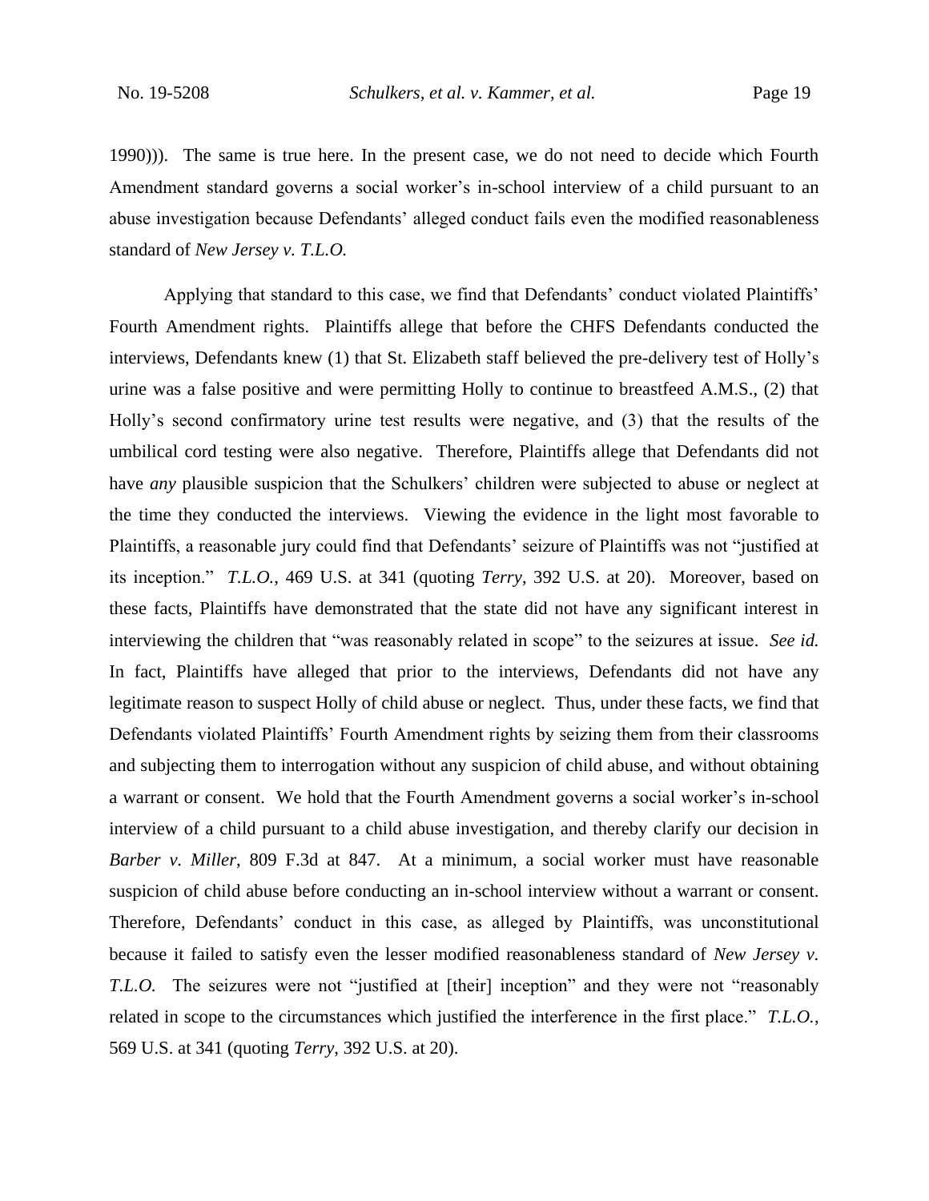1990))). The same is true here. In the present case, we do not need to decide which Fourth Amendment standard governs a social worker's in-school interview of a child pursuant to an abuse investigation because Defendants' alleged conduct fails even the modified reasonableness standard of *New Jersey v. T.L.O.*

Applying that standard to this case, we find that Defendants' conduct violated Plaintiffs' Fourth Amendment rights. Plaintiffs allege that before the CHFS Defendants conducted the interviews, Defendants knew (1) that St. Elizabeth staff believed the pre-delivery test of Holly's urine was a false positive and were permitting Holly to continue to breastfeed A.M.S., (2) that Holly's second confirmatory urine test results were negative, and (3) that the results of the umbilical cord testing were also negative. Therefore, Plaintiffs allege that Defendants did not have *any* plausible suspicion that the Schulkers' children were subjected to abuse or neglect at the time they conducted the interviews. Viewing the evidence in the light most favorable to Plaintiffs, a reasonable jury could find that Defendants' seizure of Plaintiffs was not "justified at its inception." *T.L.O.*, 469 U.S. at 341 (quoting *Terry*, 392 U.S. at 20). Moreover, based on these facts, Plaintiffs have demonstrated that the state did not have any significant interest in interviewing the children that "was reasonably related in scope" to the seizures at issue. *See id.* In fact, Plaintiffs have alleged that prior to the interviews, Defendants did not have any legitimate reason to suspect Holly of child abuse or neglect. Thus, under these facts, we find that Defendants violated Plaintiffs' Fourth Amendment rights by seizing them from their classrooms and subjecting them to interrogation without any suspicion of child abuse, and without obtaining a warrant or consent. We hold that the Fourth Amendment governs a social worker's in-school interview of a child pursuant to a child abuse investigation, and thereby clarify our decision in *Barber v. Miller*, 809 F.3d at 847. At a minimum, a social worker must have reasonable suspicion of child abuse before conducting an in-school interview without a warrant or consent. Therefore, Defendants' conduct in this case, as alleged by Plaintiffs, was unconstitutional because it failed to satisfy even the lesser modified reasonableness standard of *New Jersey v. T.L.O.* The seizures were not "justified at [their] inception" and they were not "reasonably related in scope to the circumstances which justified the interference in the first place." *T.L.O.*, 569 U.S. at 341 (quoting *Terry*, 392 U.S. at 20).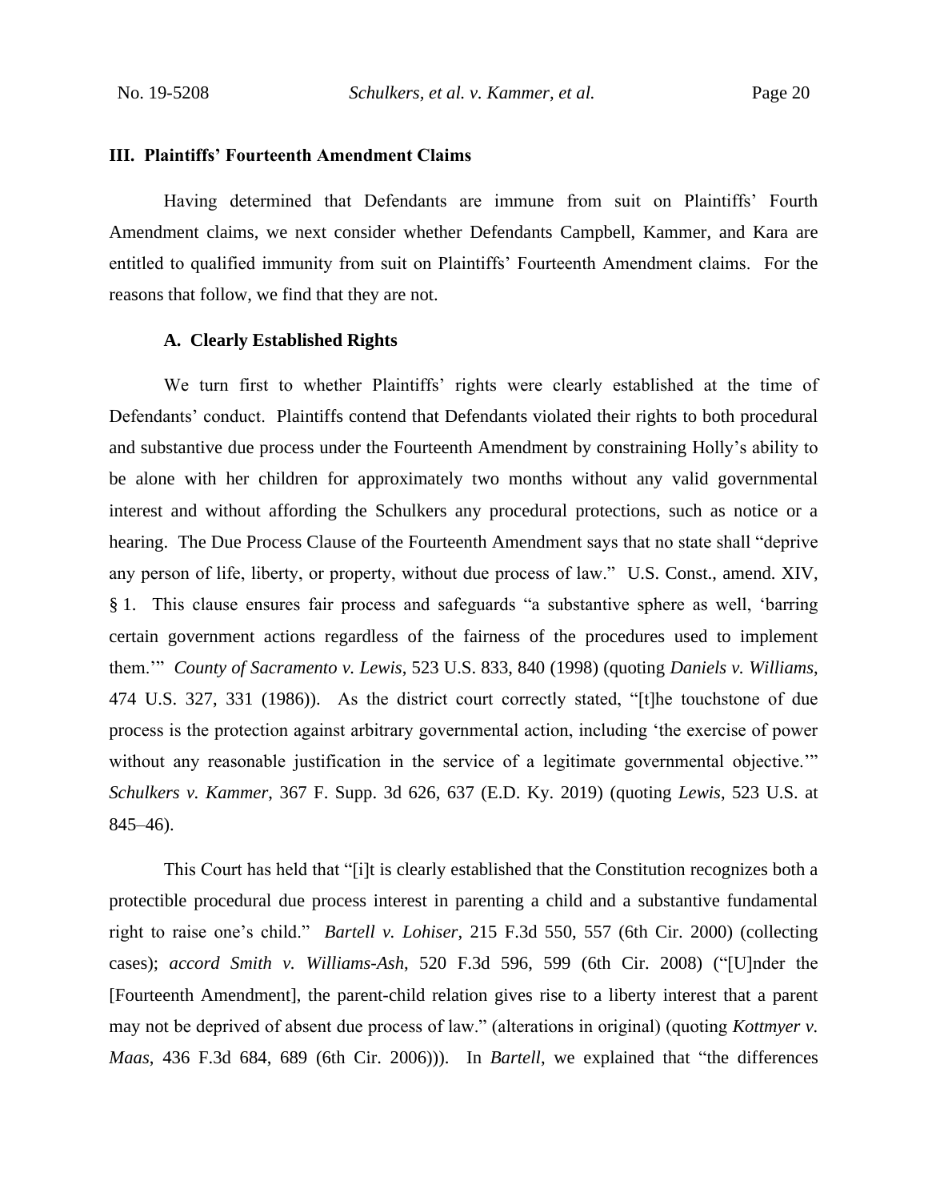## III. Plaintiffs' Fourteenth Amendment Claims

Having determined that Defendants are immune from suit on Plaintiffs' Fourth Amendment claims, we next consider whether Defendants Campbell, Kammer, and Kara are entitled to qualified immunity from suit on Plaintiffs' Fourteenth Amendment claims. For the reasons that follow, we find that they are not.

### A. Clearly Established Rights

We turn first to whether Plaintiffs' rights were clearly established at the time of Defendants' conduct. Plaintiffs contend that Defendants violated their rights to both procedural and substantive due process under the Fourteenth Amendment by constraining Holly's ability to be alone with her children for approximately two months without any valid governmental interest and without affording the Schulkers any procedural protections, such as notice or a hearing. The Due Process Clause of the Fourteenth Amendment says that no state shall "deprive any person of life, liberty, or property, without due process of law." U.S. Const., amend. XIV, § 1. This clause ensures fair process and safeguards "a substantive sphere as well, 'barring certain government actions regardless of the fairness of the procedures used to implement them.'" *County of Sacramento v. Lewis*, 523 U.S. 833, 840 (1998) (quoting *Daniels v. Williams*, 474 U.S. 327, 331 (1986)). As the district court correctly stated, "[t]he touchstone of due process is the protection against arbitrary governmental action, including 'the exercise of power without any reasonable justification in the service of a legitimate governmental objective.'" *Schulkers v. Kammer*, 367 F. Supp. 3d 626, 637 (E.D. Ky. 2019) (quoting *Lewis*, 523 U.S. at 845–46).

This Court has held that "[i]t is clearly established that the Constitution recognizes both a protectible procedural due process interest in parenting a child and a substantive fundamental right to raise one's child." *Bartell v. Lohiser*, 215 F.3d 550, 557 (6th Cir. 2000) (collecting cases); *accord Smith v. Williams-Ash*, 520 F.3d 596, 599 (6th Cir. 2008) ("[U]nder the [Fourteenth Amendment], the parent-child relation gives rise to a liberty interest that a parent may not be deprived of absent due process of law." (alterations in original) (quoting *Kottmyer v. Maas*, 436 F.3d 684, 689 (6th Cir. 2006))). In *Bartell*, we explained that "the differences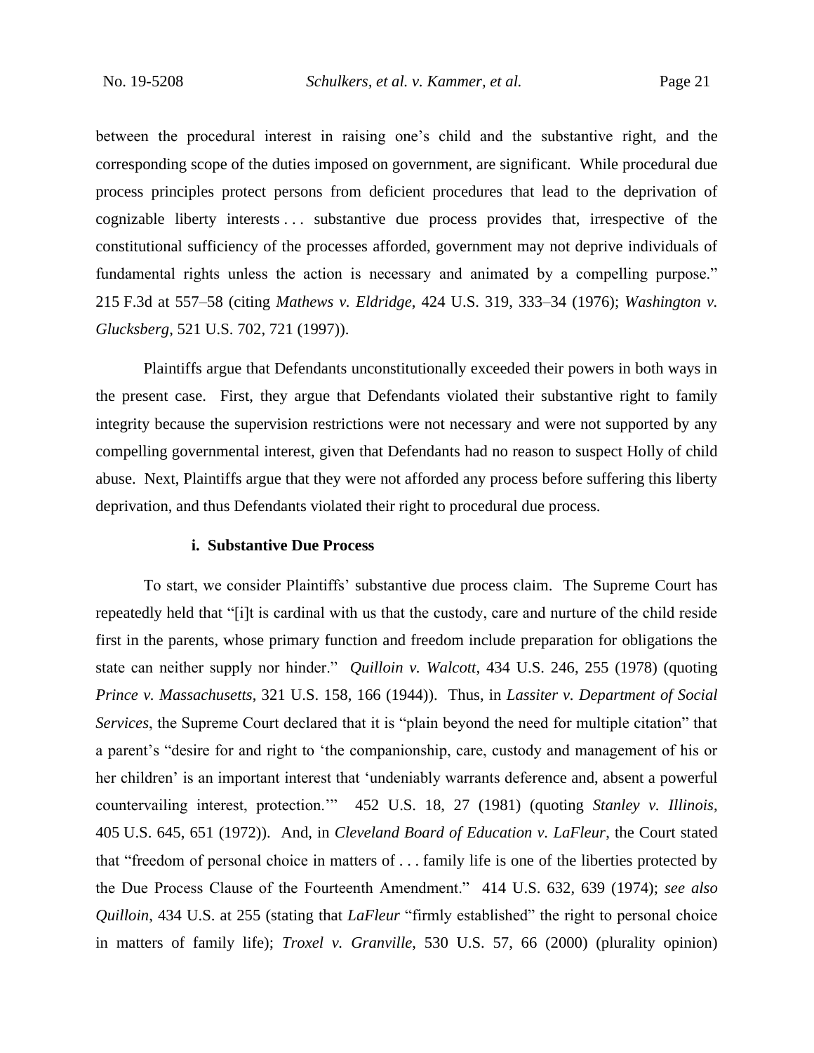between the procedural interest in raising one's child and the substantive right, and the corresponding scope of the duties imposed on government, are significant. While procedural due process principles protect persons from deficient procedures that lead to the deprivation of cognizable liberty interests . . . substantive due process provides that, irrespective of the constitutional sufficiency of the processes afforded, government may not deprive individuals of fundamental rights unless the action is necessary and animated by a compelling purpose." 215 F.3d at 557–58 (citing *Mathews v. Eldridge*, 424 U.S. 319, 333–34 (1976); *Washington v. Glucksberg*, 521 U.S. 702, 721 (1997)).

Plaintiffs argue that Defendants unconstitutionally exceeded their powers in both ways in the present case. First, they argue that Defendants violated their substantive right to family integrity because the supervision restrictions were not necessary and were not supported by any compelling governmental interest, given that Defendants had no reason to suspect Holly of child abuse. Next, Plaintiffs argue that they were not afforded any process before suffering this liberty deprivation, and thus Defendants violated their right to procedural due process.

#### i. Substantive Due Process

To start, we consider Plaintiffs' substantive due process claim. The Supreme Court has repeatedly held that "[i]t is cardinal with us that the custody, care and nurture of the child reside first in the parents, whose primary function and freedom include preparation for obligations the state can neither supply nor hinder." *Quilloin v. Walcott*, 434 U.S. 246, 255 (1978) (quoting *Prince v. Massachusetts*, 321 U.S. 158, 166 (1944)). Thus, in *Lassiter v. Department of Social Services*, the Supreme Court declared that it is "plain beyond the need for multiple citation" that a parent's "desire for and right to 'the companionship, care, custody and management of his or her children' is an important interest that 'undeniably warrants deference and, absent a powerful countervailing interest, protection.'" 452 U.S. 18, 27 (1981) (quoting *Stanley v. Illinois*, 405 U.S. 645, 651 (1972)). And, in *Cleveland Board of Education v. LaFleur*, the Court stated that "freedom of personal choice in matters of . . . family life is one of the liberties protected by the Due Process Clause of the Fourteenth Amendment." 414 U.S. 632, 639 (1974); *see also Quilloin*, 434 U.S. at 255 (stating that *LaFleur* "firmly established" the right to personal choice in matters of family life); *Troxel v. Granville*, 530 U.S. 57, 66 (2000) (plurality opinion)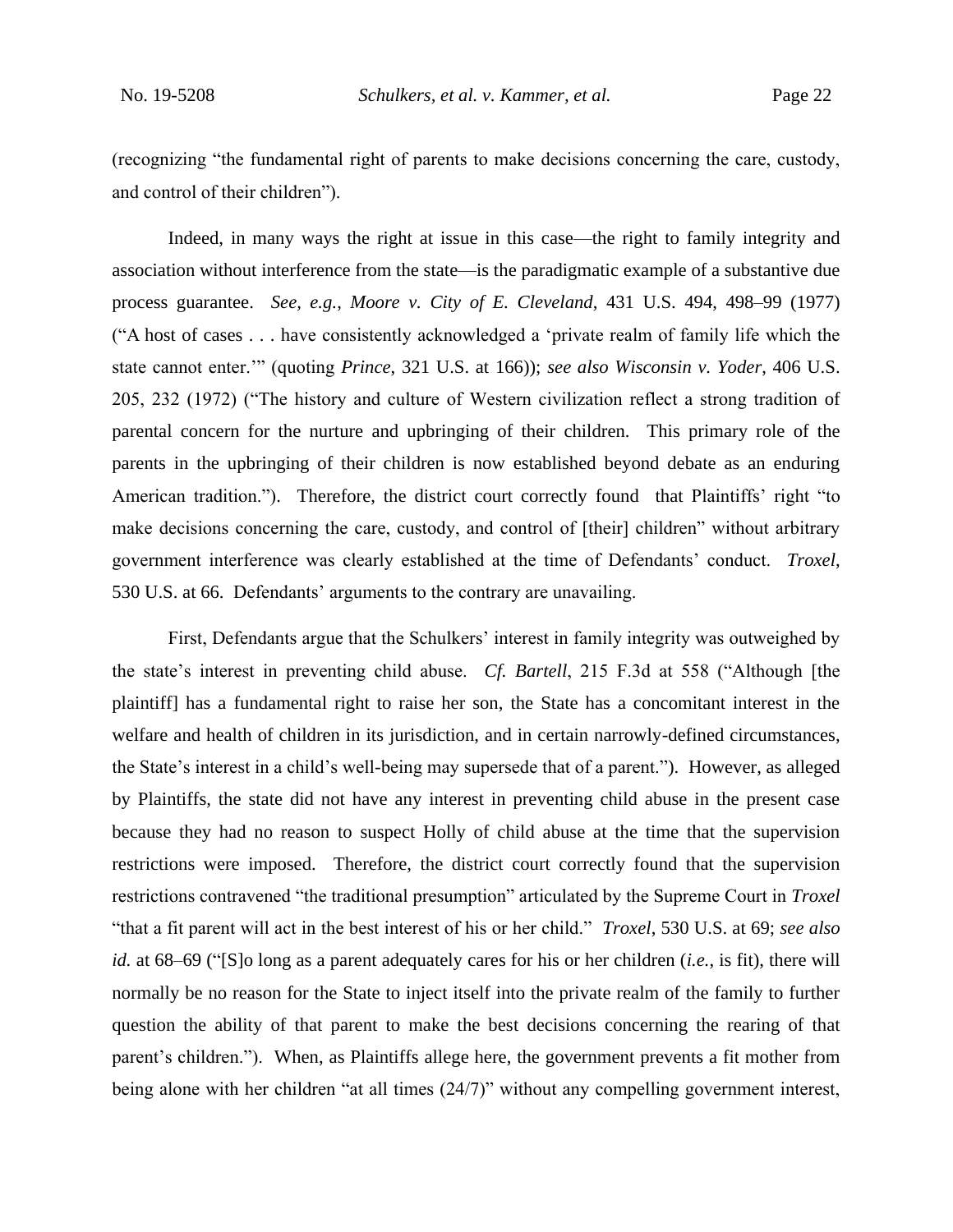(recognizing "the fundamental right of parents to make decisions concerning the care, custody, and control of their children").

Indeed, in many ways the right at issue in this case—the right to family integrity and association without interference from the state—is the paradigmatic example of a substantive due process guarantee. *See, e.g.*, *Moore v. City of E. Cleveland*, 431 U.S. 494, 498–99 (1977) ("A host of cases . . . have consistently acknowledged a 'private realm of family life which the state cannot enter.'" (quoting *Prince*, 321 U.S. at 166)); *see also Wisconsin v. Yoder*, 406 U.S. 205, 232 (1972) ("The history and culture of Western civilization reflect a strong tradition of parental concern for the nurture and upbringing of their children. This primary role of the parents in the upbringing of their children is now established beyond debate as an enduring American tradition."). Therefore, the district court correctly found that Plaintiffs' right "to make decisions concerning the care, custody, and control of [their] children" without arbitrary government interference was clearly established at the time of Defendants' conduct. *Troxel*, 530 U.S. at 66. Defendants' arguments to the contrary are unavailing.

First, Defendants argue that the Schulkers' interest in family integrity was outweighed by the state's interest in preventing child abuse. *Cf. Bartell*, 215 F.3d at 558 ("Although [the plaintiff] has a fundamental right to raise her son, the State has a concomitant interest in the welfare and health of children in its jurisdiction, and in certain narrowly-defined circumstances, the State's interest in a child's well-being may supersede that of a parent."). However, as alleged by Plaintiffs, the state did not have any interest in preventing child abuse in the present case because they had no reason to suspect Holly of child abuse at the time that the supervision restrictions were imposed. Therefore, the district court correctly found that the supervision restrictions contravened "the traditional presumption" articulated by the Supreme Court in *Troxel* "that a fit parent will act in the best interest of his or her child." *Troxel*, 530 U.S. at 69; *see also id.* at 68–69 ("[S]o long as a parent adequately cares for his or her children (*i.e.*, is fit), there will normally be no reason for the State to inject itself into the private realm of the family to further question the ability of that parent to make the best decisions concerning the rearing of that parent's children."). When, as Plaintiffs allege here, the government prevents a fit mother from being alone with her children "at all times (24/7)" without any compelling government interest,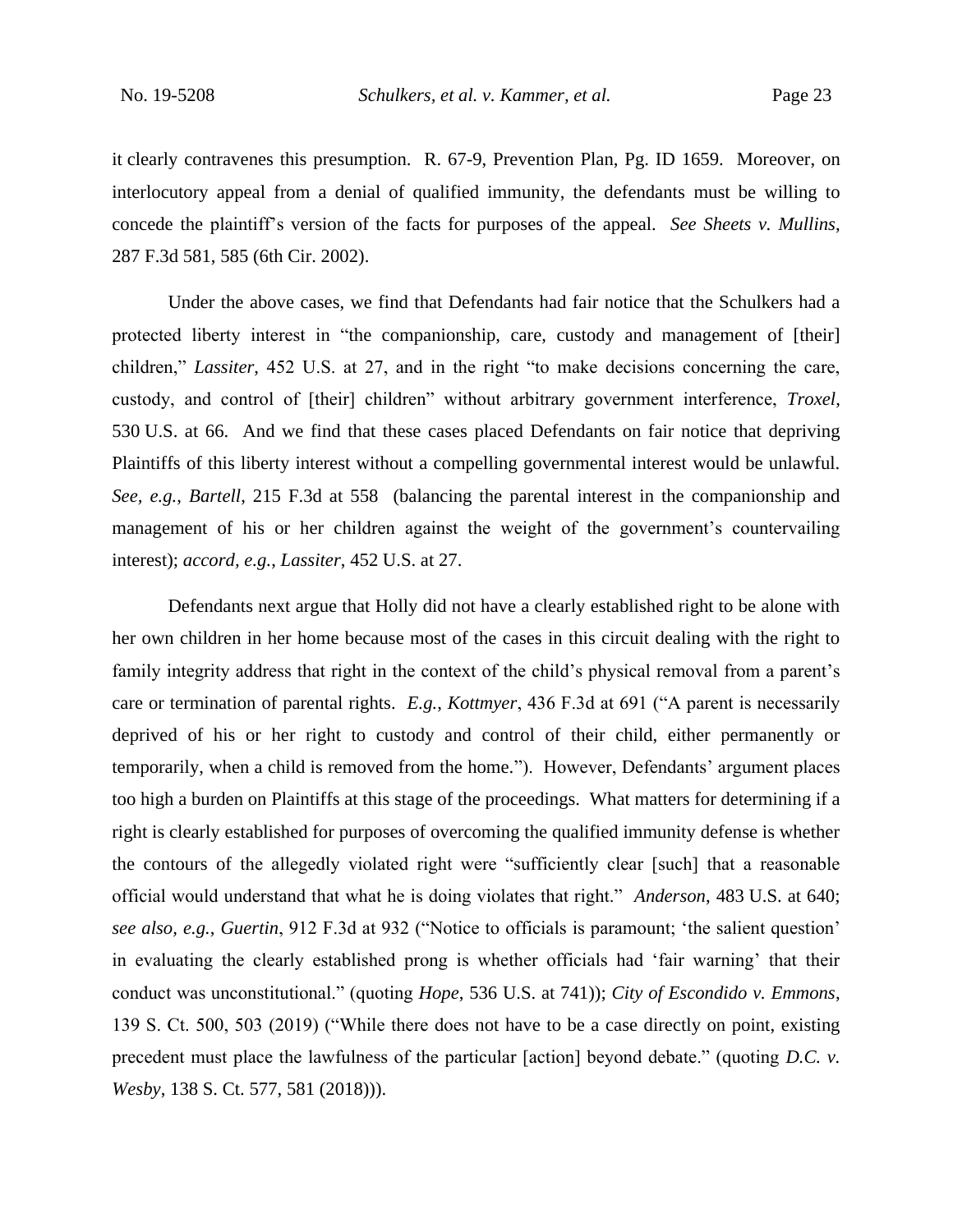it clearly contravenes this presumption. R. 67-9, Prevention Plan, Pg. ID 1659. Moreover, on interlocutory appeal from a denial of qualified immunity, the defendants must be willing to concede the plaintiff's version of the facts for purposes of the appeal. *See Sheets v. Mullins*, 287 F.3d 581, 585 (6th Cir. 2002).

Under the above cases, we find that Defendants had fair notice that the Schulkers had a protected liberty interest in "the companionship, care, custody and management of [their] children," *Lassiter*, 452 U.S. at 27, and in the right "to make decisions concerning the care, custody, and control of [their] children" without arbitrary government interference, *Troxel*, 530 U.S. at 66. And we find that these cases placed Defendants on fair notice that depriving Plaintiffs of this liberty interest without a compelling governmental interest would be unlawful. *See, e.g.*, *Bartell*, 215 F.3d at 558 (balancing the parental interest in the companionship and management of his or her children against the weight of the government's countervailing interest); *accord, e.g.*, *Lassiter*, 452 U.S. at 27.

Defendants next argue that Holly did not have a clearly established right to be alone with her own children in her home because most of the cases in this circuit dealing with the right to family integrity address that right in the context of the child's physical removal from a parent's care or termination of parental rights. *E.g.*, *Kottmyer*, 436 F.3d at 691 ("A parent is necessarily deprived of his or her right to custody and control of their child, either permanently or temporarily, when a child is removed from the home."). However, Defendants' argument places too high a burden on Plaintiffs at this stage of the proceedings. What matters for determining if a right is clearly established for purposes of overcoming the qualified immunity defense is whether the contours of the allegedly violated right were "sufficiently clear [such] that a reasonable official would understand that what he is doing violates that right." *Anderson*, 483 U.S. at 640; *see also, e.g.*, *Guertin*, 912 F.3d at 932 ("Notice to officials is paramount; 'the salient question' in evaluating the clearly established prong is whether officials had 'fair warning' that their conduct was unconstitutional." (quoting *Hope*, 536 U.S. at 741)); *City of Escondido v. Emmons*, 139 S. Ct. 500, 503 (2019) ("While there does not have to be a case directly on point, existing precedent must place the lawfulness of the particular [action] beyond debate." (quoting *D.C. v. Wesby*, 138 S. Ct. 577, 581 (2018))).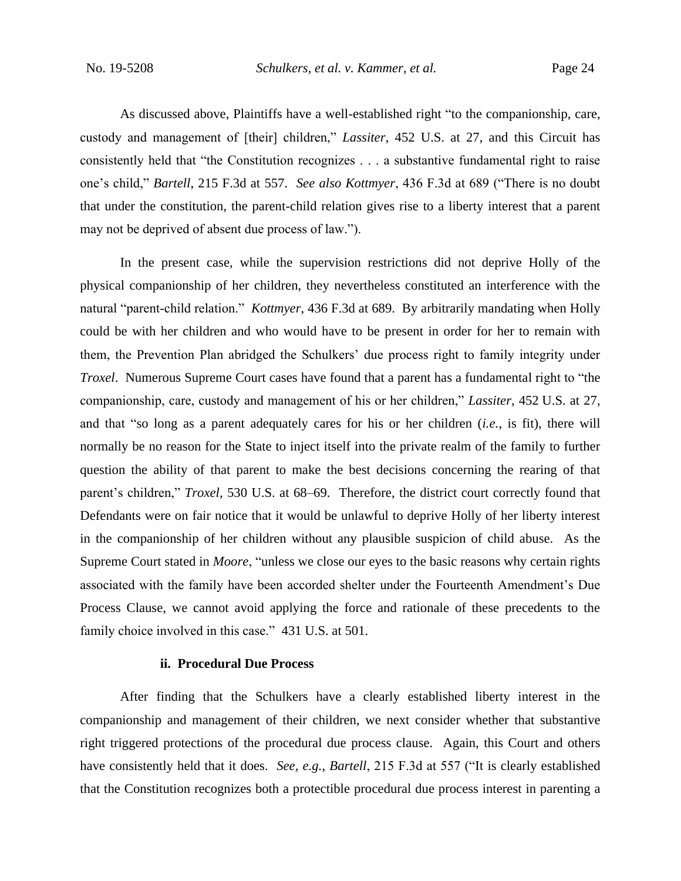As discussed above, Plaintiffs have a well-established right "to the companionship, care, custody and management of [their] children," *Lassiter*, 452 U.S. at 27, and this Circuit has consistently held that "the Constitution recognizes . . . a substantive fundamental right to raise one's child," *Bartell*, 215 F.3d at 557. *See also Kottmyer*, 436 F.3d at 689 ("There is no doubt that under the constitution, the parent-child relation gives rise to a liberty interest that a parent may not be deprived of absent due process of law.").

In the present case, while the supervision restrictions did not deprive Holly of the physical companionship of her children, they nevertheless constituted an interference with the natural "parent-child relation." *Kottmyer*, 436 F.3d at 689. By arbitrarily mandating when Holly could be with her children and who would have to be present in order for her to remain with them, the Prevention Plan abridged the Schulkers' due process right to family integrity under *Troxel*. Numerous Supreme Court cases have found that a parent has a fundamental right to "the companionship, care, custody and management of his or her children," *Lassiter*, 452 U.S. at 27, and that "so long as a parent adequately cares for his or her children (*i.e.*, is fit), there will normally be no reason for the State to inject itself into the private realm of the family to further question the ability of that parent to make the best decisions concerning the rearing of that parent's children," *Troxel*, 530 U.S. at 68–69. Therefore, the district court correctly found that Defendants were on fair notice that it would be unlawful to deprive Holly of her liberty interest in the companionship of her children without any plausible suspicion of child abuse. As the Supreme Court stated in *Moore*, "unless we close our eyes to the basic reasons why certain rights associated with the family have been accorded shelter under the Fourteenth Amendment's Due Process Clause, we cannot avoid applying the force and rationale of these precedents to the family choice involved in this case." 431 U.S. at 501.

**ii. Procedural Due Process**

After finding that the Schulkers have a clearly established liberty interest in the companionship and management of their children, we next consider whether that substantive right triggered protections of the procedural due process clause. Again, this Court and others have consistently held that it does. *See, e.g.*, *Bartell*, 215 F.3d at 557 ("It is clearly established that the Constitution recognizes both a protectible procedural due process interest in parenting a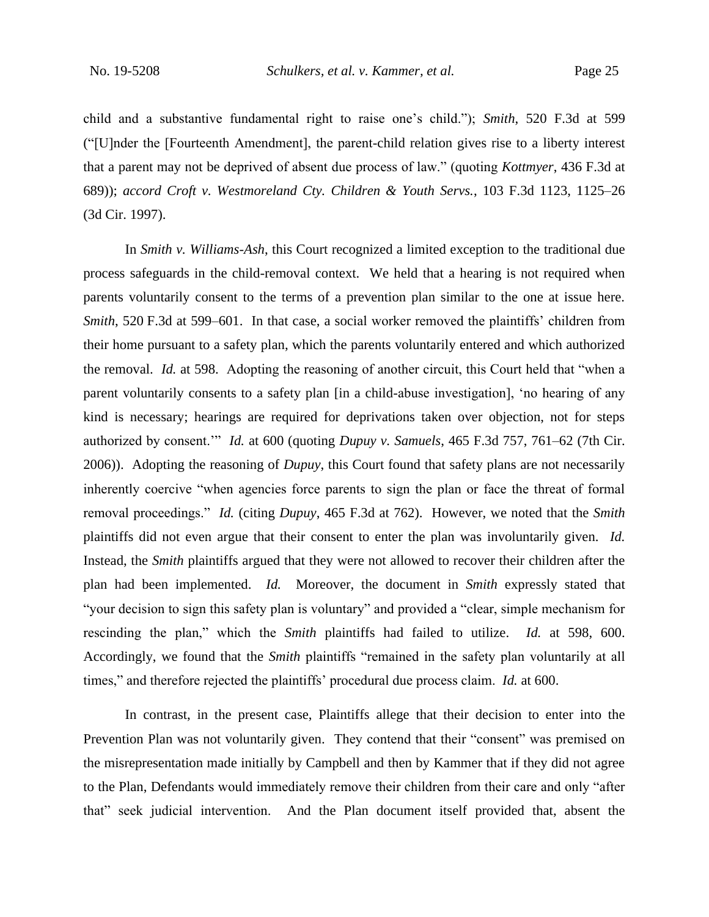child and a substantive fundamental right to raise one's child."); *Smith*, 520 F.3d at 599 ("[U]nder the [Fourteenth Amendment], the parent-child relation gives rise to a liberty interest that a parent may not be deprived of absent due process of law." (quoting *Kottmyer*, 436 F.3d at 689)); *accord Croft v. Westmoreland Cty. Children & Youth Servs.*, 103 F.3d 1123, 1125–26 (3d Cir. 1997).

In *Smith v. Williams-Ash*, this Court recognized a limited exception to the traditional due process safeguards in the child-removal context. We held that a hearing is not required when parents voluntarily consent to the terms of a prevention plan similar to the one at issue here. *Smith*, 520 F.3d at 599–601. In that case, a social worker removed the plaintiffs' children from their home pursuant to a safety plan, which the parents voluntarily entered and which authorized the removal. *Id.* at 598. Adopting the reasoning of another circuit, this Court held that "when a parent voluntarily consents to a safety plan [in a child-abuse investigation], 'no hearing of any kind is necessary; hearings are required for deprivations taken over objection, not for steps authorized by consent.'" *Id.* at 600 (quoting *Dupuy v. Samuels*, 465 F.3d 757, 761–62 (7th Cir. 2006)). Adopting the reasoning of *Dupuy*, this Court found that safety plans are not necessarily inherently coercive "when agencies force parents to sign the plan or face the threat of formal removal proceedings." *Id.* (citing *Dupuy*, 465 F.3d at 762). However, we noted that the *Smith* plaintiffs did not even argue that their consent to enter the plan was involuntarily given. *Id.* Instead, the *Smith* plaintiffs argued that they were not allowed to recover their children after the plan had been implemented. *Id.* Moreover, the document in *Smith* expressly stated that "your decision to sign this safety plan is voluntary" and provided a "clear, simple mechanism for rescinding the plan," which the *Smith* plaintiffs had failed to utilize. *Id.* at 598, 600. Accordingly, we found that the *Smith* plaintiffs "remained in the safety plan voluntarily at all times," and therefore rejected the plaintiffs' procedural due process claim. *Id.* at 600.

In contrast, in the present case, Plaintiffs allege that their decision to enter into the Prevention Plan was not voluntarily given. They contend that their "consent" was premised on the misrepresentation made initially by Campbell and then by Kammer that if they did not agree to the Plan, Defendants would immediately remove their children from their care and only "after that" seek judicial intervention. And the Plan document itself provided that, absent the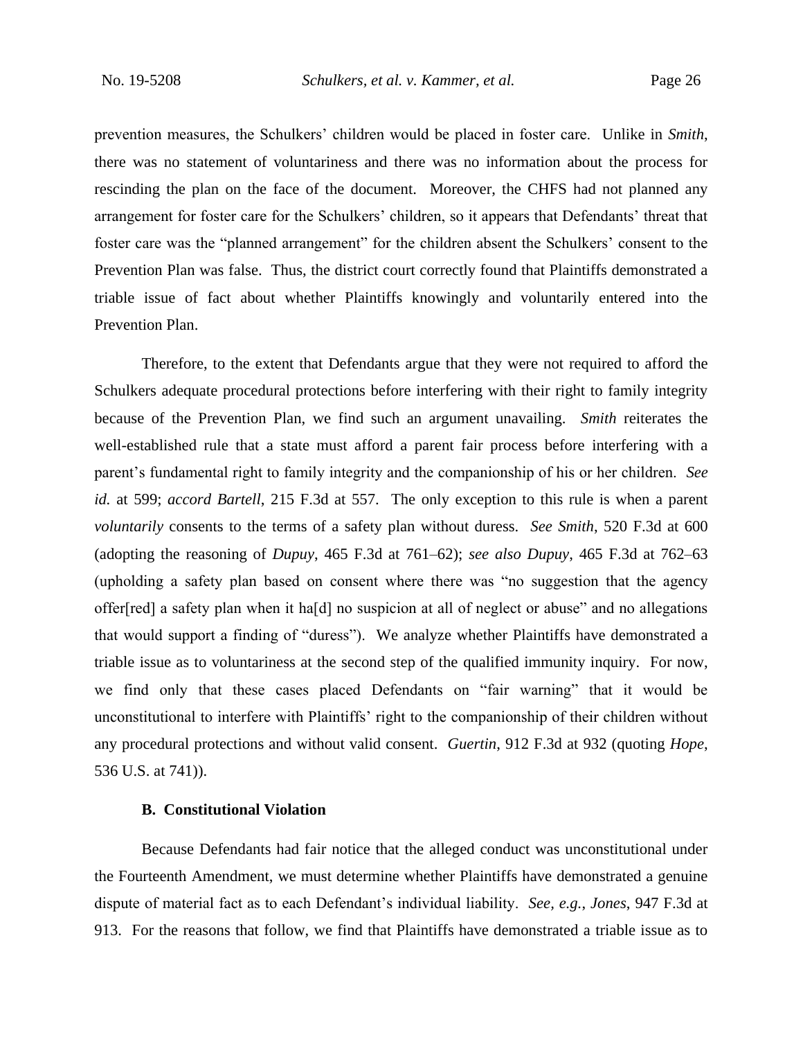prevention measures, the Schulkers' children would be placed in foster care. Unlike in *Smith*, there was no statement of voluntariness and there was no information about the process for rescinding the plan on the face of the document. Moreover, the CHFS had not planned any arrangement for foster care for the Schulkers' children, so it appears that Defendants' threat that foster care was the "planned arrangement" for the children absent the Schulkers' consent to the Prevention Plan was false. Thus, the district court correctly found that Plaintiffs demonstrated a triable issue of fact about whether Plaintiffs knowingly and voluntarily entered into the Prevention Plan.

Therefore, to the extent that Defendants argue that they were not required to afford the Schulkers adequate procedural protections before interfering with their right to family integrity because of the Prevention Plan, we find such an argument unavailing. *Smith* reiterates the well-established rule that a state must afford a parent fair process before interfering with a parent's fundamental right to family integrity and the companionship of his or her children. *See id.* at 599; *accord Bartell*, 215 F.3d at 557. The only exception to this rule is when a parent *voluntarily* consents to the terms of a safety plan without duress. *See Smith*, 520 F.3d at 600 (adopting the reasoning of *Dupuy*, 465 F.3d at 761–62); *see also Dupuy*, 465 F.3d at 762–63 (upholding a safety plan based on consent where there was "no suggestion that the agency offer[red] a safety plan when it ha[d] no suspicion at all of neglect or abuse" and no allegations that would support a finding of "duress"). We analyze whether Plaintiffs have demonstrated a triable issue as to voluntariness at the second step of the qualified immunity inquiry. For now, we find only that these cases placed Defendants on "fair warning" that it would be unconstitutional to interfere with Plaintiffs' right to the companionship of their children without any procedural protections and without valid consent. *Guertin*, 912 F.3d at 932 (quoting *Hope*, 536 U.S. at 741)).

### B. Constitutional Violation

Because Defendants had fair notice that the alleged conduct was unconstitutional under the Fourteenth Amendment, we must determine whether Plaintiffs have demonstrated a genuine dispute of material fact as to each Defendant's individual liability. *See, e.g.*, *Jones*, 947 F.3d at 913. For the reasons that follow, we find that Plaintiffs have demonstrated a triable issue as to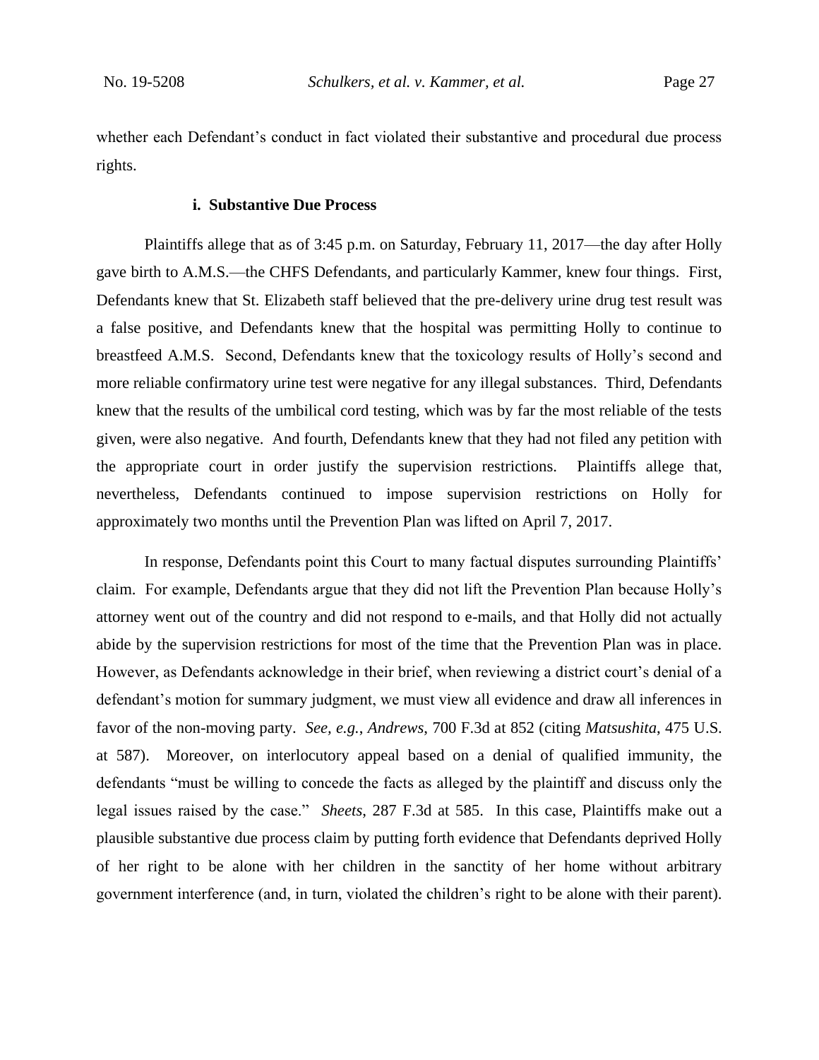whether each Defendant's conduct in fact violated their substantive and procedural due process rights.

#### i. Substantive Due Process

Plaintiffs allege that as of 3:45 p.m. on Saturday, February 11, 2017—the day after Holly gave birth to A.M.S.—the CHFS Defendants, and particularly Kammer, knew four things. First, Defendants knew that St. Elizabeth staff believed that the pre-delivery urine drug test result was a false positive, and Defendants knew that the hospital was permitting Holly to continue to breastfeed A.M.S. Second, Defendants knew that the toxicology results of Holly's second and more reliable confirmatory urine test were negative for any illegal substances. Third, Defendants knew that the results of the umbilical cord testing, which was by far the most reliable of the tests given, were also negative. And fourth, Defendants knew that they had not filed any petition with the appropriate court in order justify the supervision restrictions. Plaintiffs allege that, nevertheless, Defendants continued to impose supervision restrictions on Holly for approximately two months until the Prevention Plan was lifted on April 7, 2017.

In response, Defendants point this Court to many factual disputes surrounding Plaintiffs' claim. For example, Defendants argue that they did not lift the Prevention Plan because Holly's attorney went out of the country and did not respond to e-mails, and that Holly did not actually abide by the supervision restrictions for most of the time that the Prevention Plan was in place. However, as Defendants acknowledge in their brief, when reviewing a district court's denial of a defendant's motion for summary judgment, we must view all evidence and draw all inferences in favor of the non-moving party. *See, e.g.*, *Andrews*, 700 F.3d at 852 (citing *Matsushita*, 475 U.S. at 587). Moreover, on interlocutory appeal based on a denial of qualified immunity, the defendants "must be willing to concede the facts as alleged by the plaintiff and discuss only the legal issues raised by the case." *Sheets*, 287 F.3d at 585. In this case, Plaintiffs make out a plausible substantive due process claim by putting forth evidence that Defendants deprived Holly of her right to be alone with her children in the sanctity of her home without arbitrary government interference (and, in turn, violated the children's right to be alone with their parent).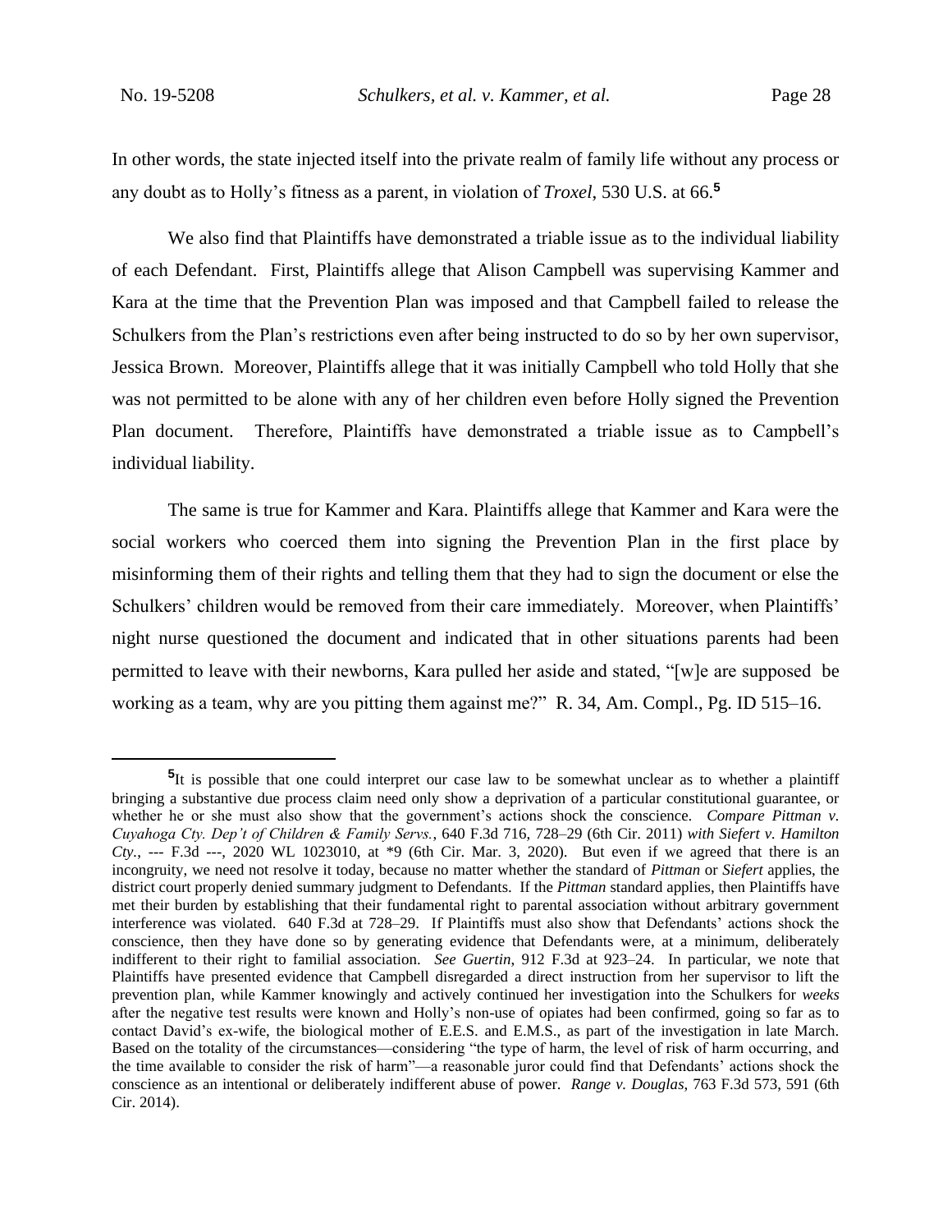In other words, the state injected itself into the private realm of family life without any process or any doubt as to Holly's fitness as a parent, in violation of *Troxel*, 530 U.S. at 66.[5]

We also find that Plaintiffs have demonstrated a triable issue as to the individual liability of each Defendant. First, Plaintiffs allege that Alison Campbell was supervising Kammer and Kara at the time that the Prevention Plan was imposed and that Campbell failed to release the Schulkers from the Plan's restrictions even after being instructed to do so by her own supervisor, Jessica Brown. Moreover, Plaintiffs allege that it was initially Campbell who told Holly that she was not permitted to be alone with any of her children even before Holly signed the Prevention Plan document. Therefore, Plaintiffs have demonstrated a triable issue as to Campbell's individual liability.

The same is true for Kammer and Kara. Plaintiffs allege that Kammer and Kara were the social workers who coerced them into signing the Prevention Plan in the first place by misinforming them of their rights and telling them that they had to sign the document or else the Schulkers' children would be removed from their care immediately. Moreover, when Plaintiffs' night nurse questioned the document and indicated that in other situations parents had been permitted to leave with their newborns, Kara pulled her aside and stated, "[w]e are supposed be working as a team, why are you pitting them against me?" R. 34, Am. Compl., Pg. ID 515–16.

---

[5]It is possible that one could interpret our case law to be somewhat unclear as to whether a plaintiff bringing a substantive due process claim need only show a deprivation of a particular constitutional guarantee, or whether he or she must also show that the government's actions shock the conscience. *Compare Pittman v. Cuyahoga Cty. Dep't of Children & Family Servs.*, 640 F.3d 716, 728–29 (6th Cir. 2011) *with Siefert v. Hamilton Cty.*, --- F.3d ---, 2020 WL 1023010, at \*9 (6th Cir. Mar. 3, 2020). But even if we agreed that there is an incongruity, we need not resolve it today, because no matter whether the standard of *Pittman* or *Siefert* applies, the district court properly denied summary judgment to Defendants. If the *Pittman* standard applies, then Plaintiffs have met their burden by establishing that their fundamental right to parental association without arbitrary government interference was violated. 640 F.3d at 728–29. If Plaintiffs must also show that Defendants' actions shock the conscience, then they have done so by generating evidence that Defendants were, at a minimum, deliberately indifferent to their right to familial association. *See Guertin*, 912 F.3d at 923–24. In particular, we note that Plaintiffs have presented evidence that Campbell disregarded a direct instruction from her supervisor to lift the prevention plan, while Kammer knowingly and actively continued her investigation into the Schulkers for *weeks* after the negative test results were known and Holly's non-use of opiates had been confirmed, going so far as to contact David's ex-wife, the biological mother of E.E.S. and E.M.S., as part of the investigation in late March. Based on the totality of the circumstances—considering "the type of harm, the level of risk of harm occurring, and the time available to consider the risk of harm"—a reasonable juror could find that Defendants' actions shock the conscience as an intentional or deliberately indifferent abuse of power. *Range v. Douglas*, 763 F.3d 573, 591 (6th Cir. 2014).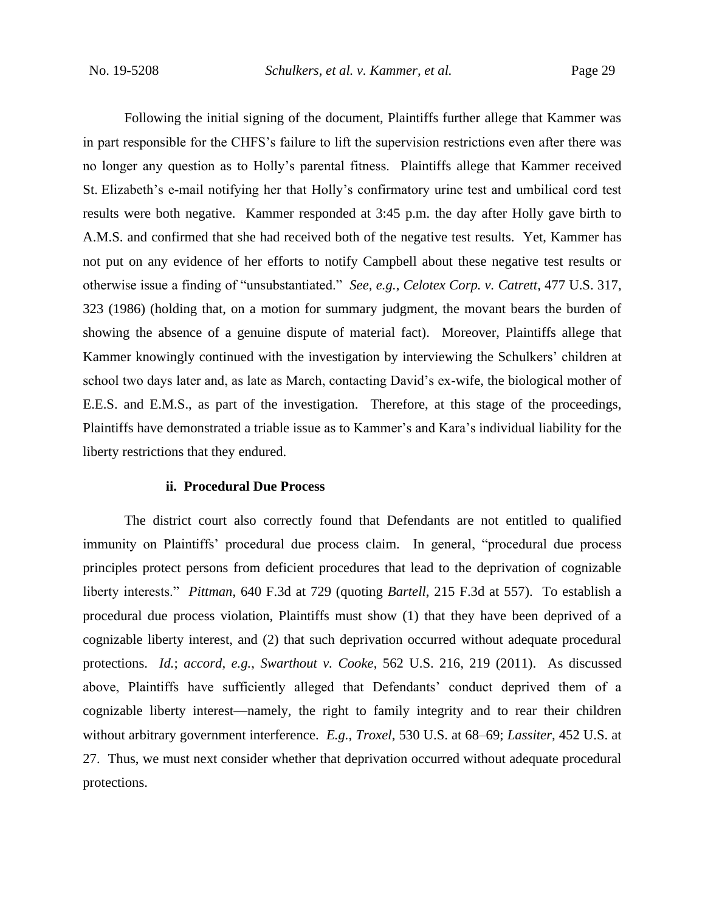Following the initial signing of the document, Plaintiffs further allege that Kammer was in part responsible for the CHFS's failure to lift the supervision restrictions even after there was no longer any question as to Holly's parental fitness. Plaintiffs allege that Kammer received St. Elizabeth's e-mail notifying her that Holly's confirmatory urine test and umbilical cord test results were both negative. Kammer responded at 3:45 p.m. the day after Holly gave birth to A.M.S. and confirmed that she had received both of the negative test results. Yet, Kammer has not put on any evidence of her efforts to notify Campbell about these negative test results or otherwise issue a finding of "unsubstantiated." *See, e.g.*, *Celotex Corp. v. Catrett*, 477 U.S. 317, 323 (1986) (holding that, on a motion for summary judgment, the movant bears the burden of showing the absence of a genuine dispute of material fact). Moreover, Plaintiffs allege that Kammer knowingly continued with the investigation by interviewing the Schulkers' children at school two days later and, as late as March, contacting David's ex-wife, the biological mother of E.E.S. and E.M.S., as part of the investigation. Therefore, at this stage of the proceedings, Plaintiffs have demonstrated a triable issue as to Kammer's and Kara's individual liability for the liberty restrictions that they endured.

**ii. Procedural Due Process**

The district court also correctly found that Defendants are not entitled to qualified immunity on Plaintiffs' procedural due process claim. In general, "procedural due process principles protect persons from deficient procedures that lead to the deprivation of cognizable liberty interests." *Pittman*, 640 F.3d at 729 (quoting *Bartell*, 215 F.3d at 557). To establish a procedural due process violation, Plaintiffs must show (1) that they have been deprived of a cognizable liberty interest, and (2) that such deprivation occurred without adequate procedural protections. *Id.*; *accord, e.g.*, *Swarthout v. Cooke*, 562 U.S. 216, 219 (2011). As discussed above, Plaintiffs have sufficiently alleged that Defendants' conduct deprived them of a cognizable liberty interest—namely, the right to family integrity and to rear their children without arbitrary government interference. *E.g.*, *Troxel*, 530 U.S. at 68–69; *Lassiter*, 452 U.S. at 27. Thus, we must next consider whether that deprivation occurred without adequate procedural protections.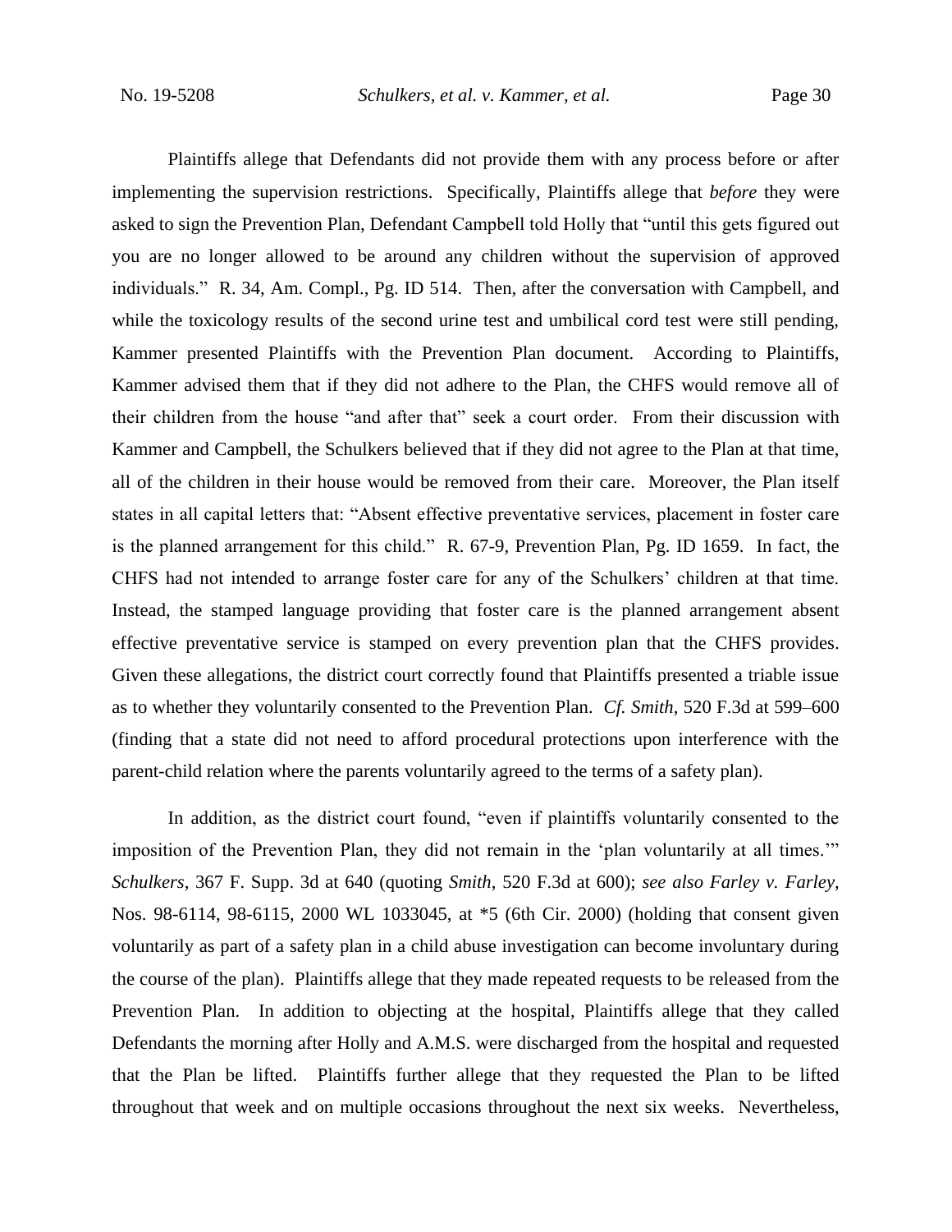Plaintiffs allege that Defendants did not provide them with any process before or after implementing the supervision restrictions. Specifically, Plaintiffs allege that *before* they were asked to sign the Prevention Plan, Defendant Campbell told Holly that "until this gets figured out you are no longer allowed to be around any children without the supervision of approved individuals." R. 34, Am. Compl., Pg. ID 514. Then, after the conversation with Campbell, and while the toxicology results of the second urine test and umbilical cord test were still pending, Kammer presented Plaintiffs with the Prevention Plan document. According to Plaintiffs, Kammer advised them that if they did not adhere to the Plan, the CHFS would remove all of their children from the house "and after that" seek a court order. From their discussion with Kammer and Campbell, the Schulkers believed that if they did not agree to the Plan at that time, all of the children in their house would be removed from their care. Moreover, the Plan itself states in all capital letters that: "Absent effective preventative services, placement in foster care is the planned arrangement for this child." R. 67-9, Prevention Plan, Pg. ID 1659. In fact, the CHFS had not intended to arrange foster care for any of the Schulkers' children at that time. Instead, the stamped language providing that foster care is the planned arrangement absent effective preventative service is stamped on every prevention plan that the CHFS provides. Given these allegations, the district court correctly found that Plaintiffs presented a triable issue as to whether they voluntarily consented to the Prevention Plan. *Cf. Smith*, 520 F.3d at 599–600 (finding that a state did not need to afford procedural protections upon interference with the parent-child relation where the parents voluntarily agreed to the terms of a safety plan).

In addition, as the district court found, "even if plaintiffs voluntarily consented to the imposition of the Prevention Plan, they did not remain in the 'plan voluntarily at all times.'" *Schulkers*, 367 F. Supp. 3d at 640 (quoting *Smith*, 520 F.3d at 600); *see also Farley v. Farley*, Nos. 98-6114, 98-6115, 2000 WL 1033045, at *5 (6th Cir. 2000) (holding that consent given voluntarily as part of a safety plan in a child abuse investigation can become involuntary during the course of the plan). Plaintiffs allege that they made repeated requests to be released from the Prevention Plan. In addition to objecting at the hospital, Plaintiffs allege that they called Defendants the morning after Holly and A.M.S. were discharged from the hospital and requested that the Plan be lifted. Plaintiffs further allege that they requested the Plan to be lifted throughout that week and on multiple occasions throughout the next six weeks. Nevertheless,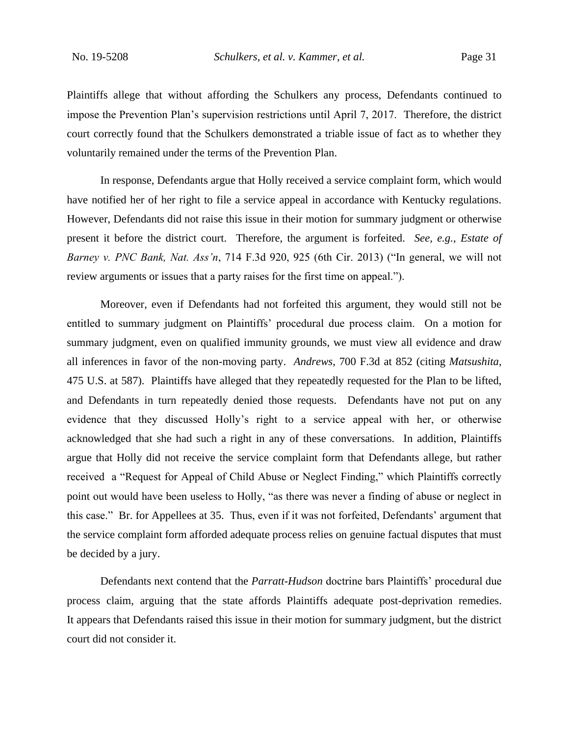Plaintiffs allege that without affording the Schulkers any process, Defendants continued to impose the Prevention Plan's supervision restrictions until April 7, 2017. Therefore, the district court correctly found that the Schulkers demonstrated a triable issue of fact as to whether they voluntarily remained under the terms of the Prevention Plan.

In response, Defendants argue that Holly received a service complaint form, which would have notified her of her right to file a service appeal in accordance with Kentucky regulations. However, Defendants did not raise this issue in their motion for summary judgment or otherwise present it before the district court. Therefore, the argument is forfeited. *See, e.g.*, *Estate of Barney v. PNC Bank, Nat. Ass'n*, 714 F.3d 920, 925 (6th Cir. 2013) ("In general, we will not review arguments or issues that a party raises for the first time on appeal.").

Moreover, even if Defendants had not forfeited this argument, they would still not be entitled to summary judgment on Plaintiffs' procedural due process claim. On a motion for summary judgment, even on qualified immunity grounds, we must view all evidence and draw all inferences in favor of the non-moving party. *Andrews*, 700 F.3d at 852 (citing *Matsushita*, 475 U.S. at 587). Plaintiffs have alleged that they repeatedly requested for the Plan to be lifted, and Defendants in turn repeatedly denied those requests. Defendants have not put on any evidence that they discussed Holly's right to a service appeal with her, or otherwise acknowledged that she had such a right in any of these conversations. In addition, Plaintiffs argue that Holly did not receive the service complaint form that Defendants allege, but rather received a "Request for Appeal of Child Abuse or Neglect Finding," which Plaintiffs correctly point out would have been useless to Holly, "as there was never a finding of abuse or neglect in this case." Br. for Appellees at 35. Thus, even if it was not forfeited, Defendants' argument that the service complaint form afforded adequate process relies on genuine factual disputes that must be decided by a jury.

Defendants next contend that the *Parratt-Hudson* doctrine bars Plaintiffs' procedural due process claim, arguing that the state affords Plaintiffs adequate post-deprivation remedies. It appears that Defendants raised this issue in their motion for summary judgment, but the district court did not consider it.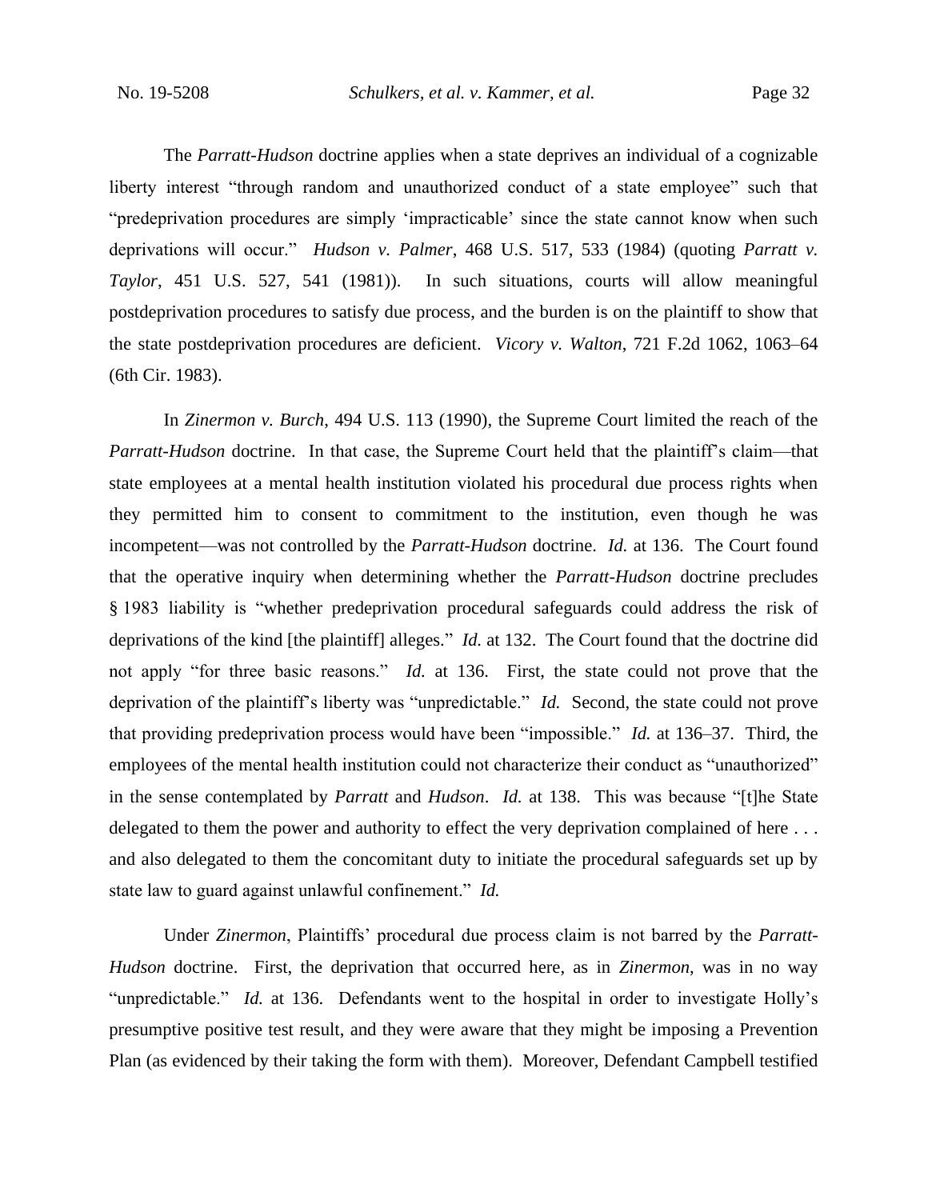The *Parratt-Hudson* doctrine applies when a state deprives an individual of a cognizable liberty interest "through random and unauthorized conduct of a state employee" such that "predeprivation procedures are simply 'impracticable' since the state cannot know when such deprivations will occur." *Hudson v. Palmer*, 468 U.S. 517, 533 (1984) (quoting *Parratt v. Taylor*, 451 U.S. 527, 541 (1981)). In such situations, courts will allow meaningful postdeprivation procedures to satisfy due process, and the burden is on the plaintiff to show that the state postdeprivation procedures are deficient. *Vicory v. Walton*, 721 F.2d 1062, 1063–64 (6th Cir. 1983).

In *Zinermon v. Burch*, 494 U.S. 113 (1990), the Supreme Court limited the reach of the *Parratt-Hudson* doctrine. In that case, the Supreme Court held that the plaintiff's claim—that state employees at a mental health institution violated his procedural due process rights when they permitted him to consent to commitment to the institution, even though he was incompetent—was not controlled by the *Parratt-Hudson* doctrine. *Id.* at 136. The Court found that the operative inquiry when determining whether the *Parratt-Hudson* doctrine precludes § 1983 liability is "whether predeprivation procedural safeguards could address the risk of deprivations of the kind [the plaintiff] alleges." *Id.* at 132. The Court found that the doctrine did not apply "for three basic reasons." *Id.* at 136. First, the state could not prove that the deprivation of the plaintiff's liberty was "unpredictable." *Id.* Second, the state could not prove that providing predeprivation process would have been "impossible." *Id.* at 136–37. Third, the employees of the mental health institution could not characterize their conduct as "unauthorized" in the sense contemplated by *Parratt* and *Hudson*. *Id.* at 138. This was because "[t]he State delegated to them the power and authority to effect the very deprivation complained of here . . . and also delegated to them the concomitant duty to initiate the procedural safeguards set up by state law to guard against unlawful confinement." *Id.*

Under *Zinermon*, Plaintiffs' procedural due process claim is not barred by the *Parratt-Hudson* doctrine. First, the deprivation that occurred here, as in *Zinermon*, was in no way "unpredictable." *Id.* at 136. Defendants went to the hospital in order to investigate Holly's presumptive positive test result, and they were aware that they might be imposing a Prevention Plan (as evidenced by their taking the form with them). Moreover, Defendant Campbell testified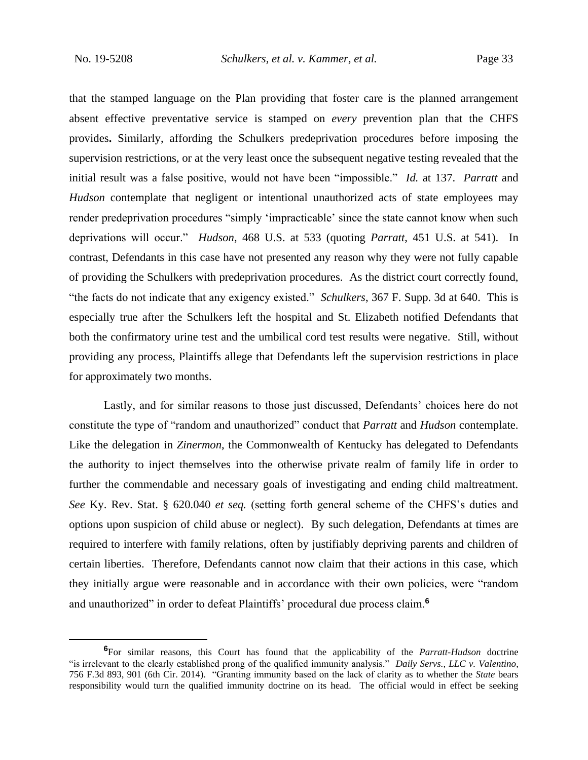that the stamped language on the Plan providing that foster care is the planned arrangement absent effective preventative service is stamped on *every* prevention plan that the CHFS provides**.** Similarly, affording the Schulkers predeprivation procedures before imposing the supervision restrictions, or at the very least once the subsequent negative testing revealed that the initial result was a false positive, would not have been "impossible." *Id.* at 137. *Parratt* and *Hudson* contemplate that negligent or intentional unauthorized acts of state employees may render predeprivation procedures "simply 'impracticable' since the state cannot know when such deprivations will occur." *Hudson*, 468 U.S. at 533 (quoting *Parratt*, 451 U.S. at 541). In contrast, Defendants in this case have not presented any reason why they were not fully capable of providing the Schulkers with predeprivation procedures. As the district court correctly found, "the facts do not indicate that any exigency existed." *Schulkers*, 367 F. Supp. 3d at 640. This is especially true after the Schulkers left the hospital and St. Elizabeth notified Defendants that both the confirmatory urine test and the umbilical cord test results were negative. Still, without providing any process, Plaintiffs allege that Defendants left the supervision restrictions in place for approximately two months.

Lastly, and for similar reasons to those just discussed, Defendants' choices here do not constitute the type of "random and unauthorized" conduct that *Parratt* and *Hudson* contemplate. Like the delegation in *Zinermon*, the Commonwealth of Kentucky has delegated to Defendants the authority to inject themselves into the otherwise private realm of family life in order to further the commendable and necessary goals of investigating and ending child maltreatment. *See* Ky. Rev. Stat. § 620.040 *et seq.* (setting forth general scheme of the CHFS's duties and options upon suspicion of child abuse or neglect). By such delegation, Defendants at times are required to interfere with family relations, often by justifiably depriving parents and children of certain liberties. Therefore, Defendants cannot now claim that their actions in this case, which they initially argue were reasonable and in accordance with their own policies, were "random and unauthorized" in order to defeat Plaintiffs' procedural due process claim.[6]

---

[6]For similar reasons, this Court has found that the applicability of the *Parratt-Hudson* doctrine "is irrelevant to the clearly established prong of the qualified immunity analysis." *Daily Servs., LLC v. Valentino*, 756 F.3d 893, 901 (6th Cir. 2014). "Granting immunity based on the lack of clarity as to whether the *State* bears responsibility would turn the qualified immunity doctrine on its head. The official would in effect be seeking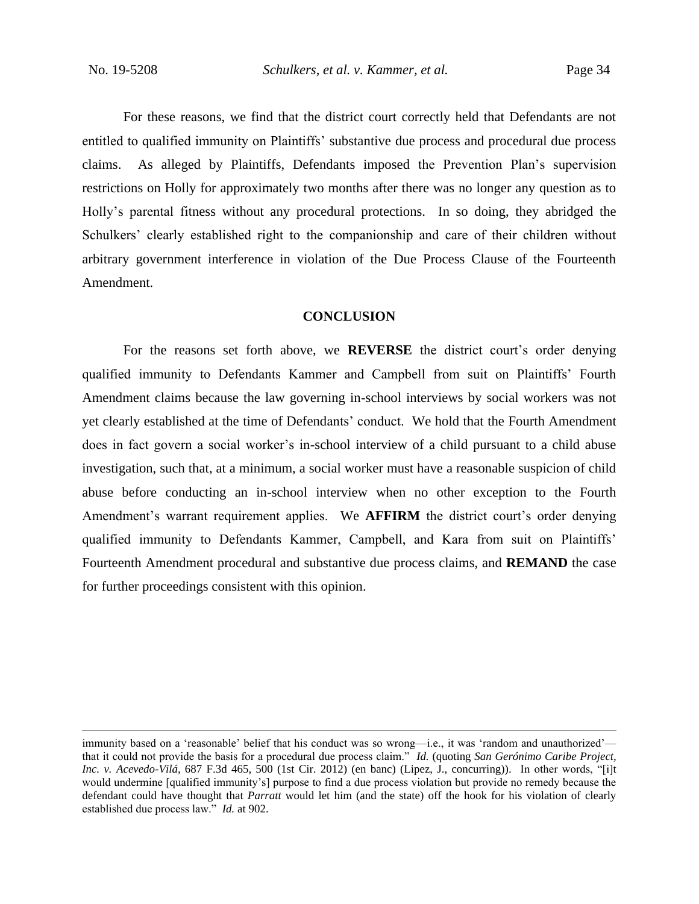For these reasons, we find that the district court correctly held that Defendants are not entitled to qualified immunity on Plaintiffs' substantive due process and procedural due process claims. As alleged by Plaintiffs, Defendants imposed the Prevention Plan's supervision restrictions on Holly for approximately two months after there was no longer any question as to Holly's parental fitness without any procedural protections. In so doing, they abridged the Schulkers' clearly established right to the companionship and care of their children without arbitrary government interference in violation of the Due Process Clause of the Fourteenth Amendment.

## CONCLUSION

For the reasons set forth above, we **REVERSE** the district court's order denying qualified immunity to Defendants Kammer and Campbell from suit on Plaintiffs' Fourth Amendment claims because the law governing in-school interviews by social workers was not yet clearly established at the time of Defendants' conduct. We hold that the Fourth Amendment does in fact govern a social worker's in-school interview of a child pursuant to a child abuse investigation, such that, at a minimum, a social worker must have a reasonable suspicion of child abuse before conducting an in-school interview when no other exception to the Fourth Amendment's warrant requirement applies. We **AFFIRM** the district court's order denying qualified immunity to Defendants Kammer, Campbell, and Kara from suit on Plaintiffs' Fourteenth Amendment procedural and substantive due process claims, and **REMAND** the case for further proceedings consistent with this opinion.

---

immunity based on a 'reasonable' belief that his conduct was so wrong—i.e., it was 'random and unauthorized'—that it could not provide the basis for a procedural due process claim." *Id.* (quoting *San Gerónimo Caribe Project, Inc. v. Acevedo-Vilá*, 687 F.3d 465, 500 (1st Cir. 2012) (en banc) (Lipez, J., concurring)). In other words, "[i]t would undermine [qualified immunity's] purpose to find a due process violation but provide no remedy because the defendant could have thought that *Parratt* would let him (and the state) off the hook for his violation of clearly established due process law." *Id.* at 902.